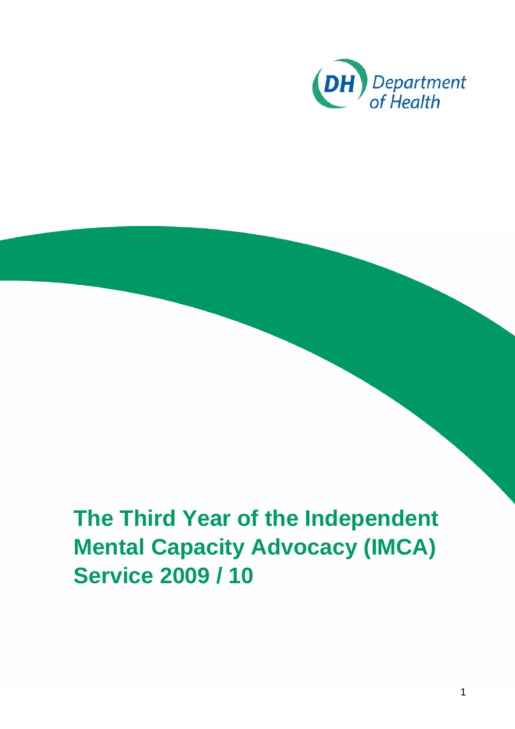DH Department of Health

# The Third Year of the Independent Mental Capacity Advocacy (IMCA) Service 2009 / 10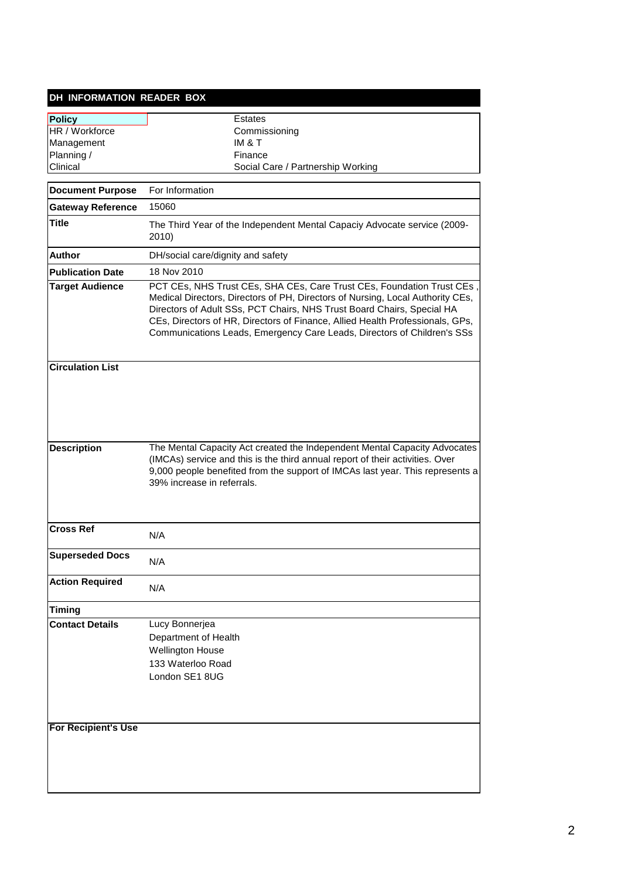## DH INFORMATION READER BOX

| | |
|---|---|
| **Policy** | Estates |
| HR / Workforce | Commissioning |
| Management | IM & T |
| Planning / | Finance |
| Clinical | Social Care / Partnership Working |

| | |
|---|---|
| **Document Purpose** | For Information |
| **Gateway Reference** | 15060 |
| **Title** | The Third Year of the Independent Mental Capaciy Advocate service (2009-2010) |
| **Author** | DH/social care/dignity and safety |
| **Publication Date** | 18 Nov 2010 |
| **Target Audience** | PCT CEs, NHS Trust CEs, SHA CEs, Care Trust CEs, Foundation Trust CEs , Medical Directors, Directors of PH, Directors of Nursing, Local Authority CEs, Directors of Adult SSs, PCT Chairs, NHS Trust Board Chairs, Special HA CEs, Directors of HR, Directors of Finance, Allied Health Professionals, GPs, Communications Leads, Emergency Care Leads, Directors of Children's SSs |
| **Circulation List** | |
| **Description** | The Mental Capacity Act created the Independent Mental Capacity Advocates (IMCAs) service and this is the third annual report of their activities. Over 9,000 people benefited from the support of IMCAs last year. This represents a 39% increase in referrals. |
| **Cross Ref** | N/A |
| **Superseded Docs** | N/A |
| **Action Required** | N/A |
| **Timing** | |
| **Contact Details** | Lucy Bonnerjea<br>Department of Health<br>Wellington House<br>133 Waterloo Road<br>London SE1 8UG |
| **For Recipient's Use** | |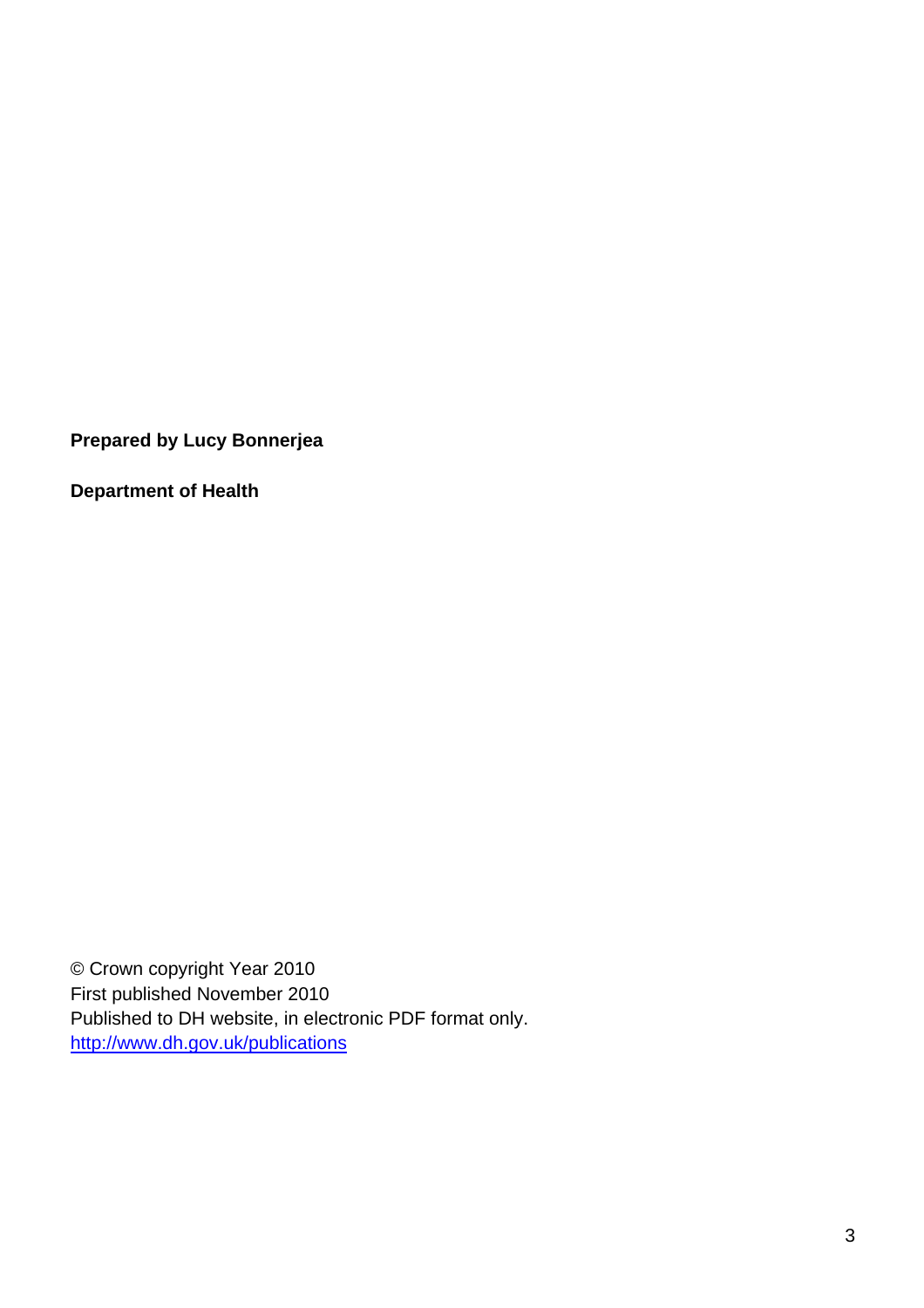**Prepared by Lucy Bonnerjea**

**Department of Health**

© Crown copyright Year 2010
First published November 2010
Published to DH website, in electronic PDF format only.
[http://www.dh.gov.uk/publications](http://www.dh.gov.uk/publications)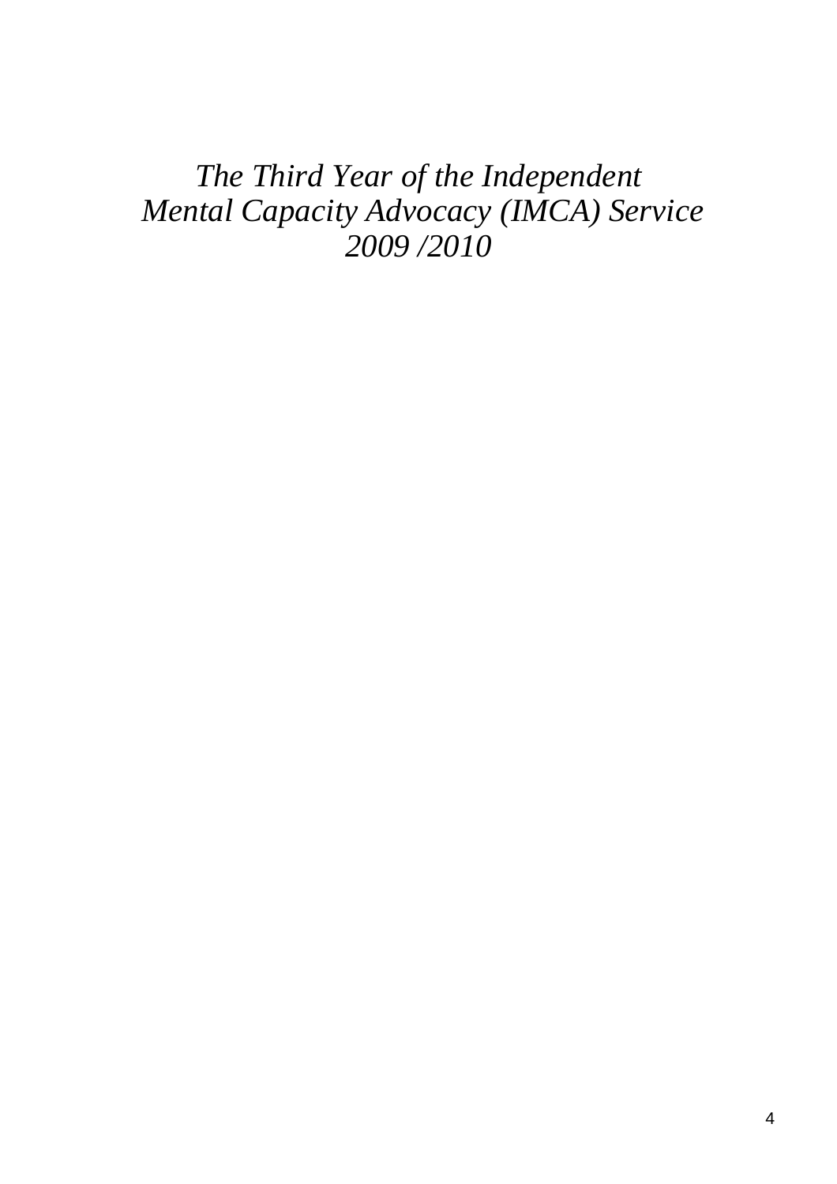# *The Third Year of the Independent Mental Capacity Advocacy (IMCA) Service 2009 /2010*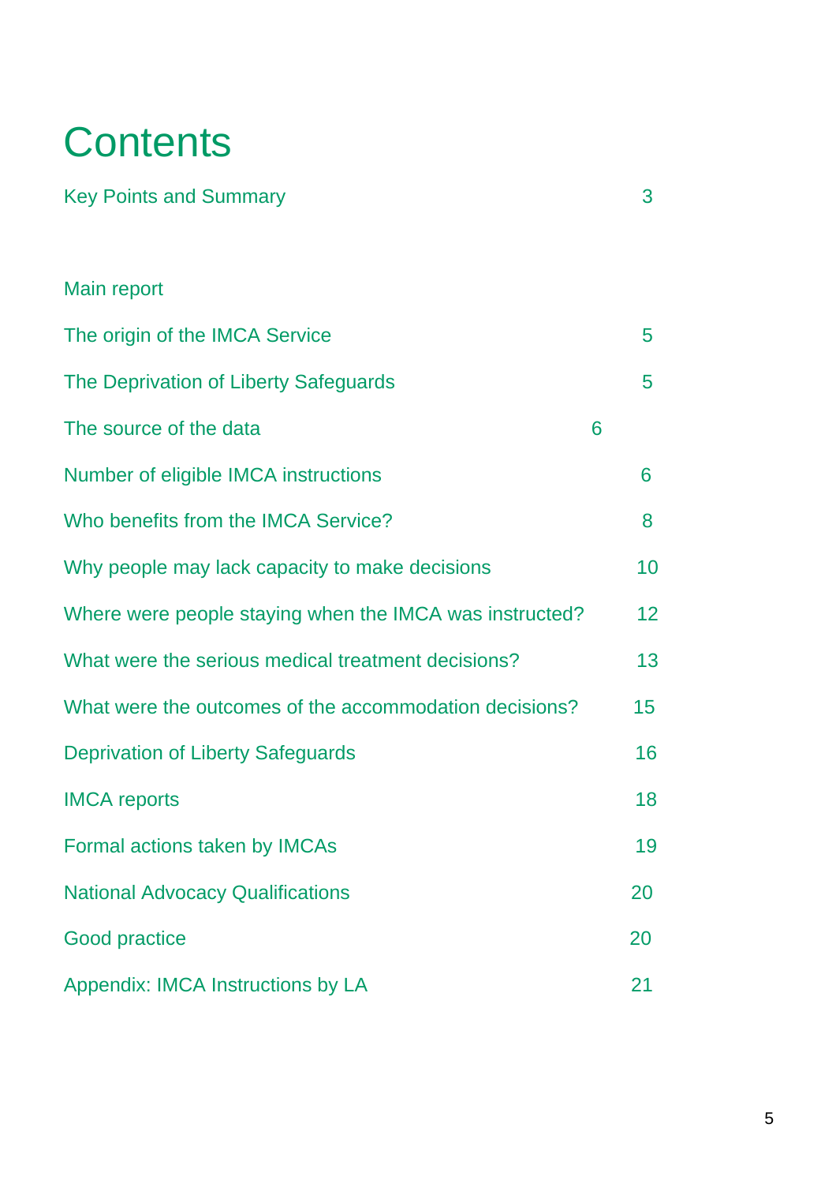# Contents

| | |
|---|---|
| Key Points and Summary | 3 |
| | |
| Main report | |
| The origin of the IMCA Service | 5 |
| The Deprivation of Liberty Safeguards | 5 |
| The source of the data | 6 |
| Number of eligible IMCA instructions | 6 |
| Who benefits from the IMCA Service? | 8 |
| Why people may lack capacity to make decisions | 10 |
| Where were people staying when the IMCA was instructed? | 12 |
| What were the serious medical treatment decisions? | 13 |
| What were the outcomes of the accommodation decisions? | 15 |
| Deprivation of Liberty Safeguards | 16 |
| IMCA reports | 18 |
| Formal actions taken by IMCAs | 19 |
| National Advocacy Qualifications | 20 |
| Good practice | 20 |
| Appendix: IMCA Instructions by LA | 21 |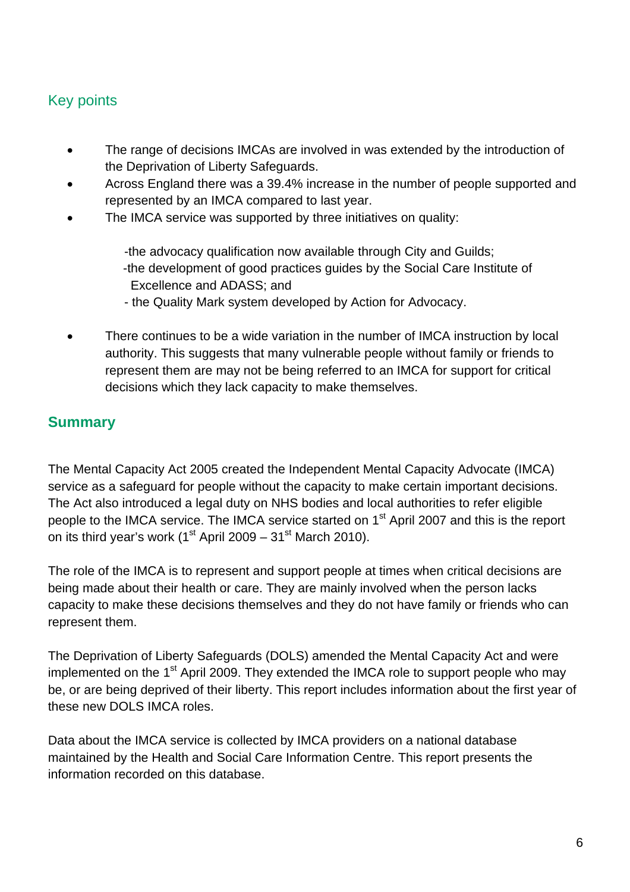## Key points

- The range of decisions IMCAs are involved in was extended by the introduction of the Deprivation of Liberty Safeguards.
- Across England there was a 39.4% increase in the number of people supported and represented by an IMCA compared to last year.
- The IMCA service was supported by three initiatives on quality:

  -the advocacy qualification now available through City and Guilds;
  -the development of good practices guides by the Social Care Institute of Excellence and ADASS; and
  - the Quality Mark system developed by Action for Advocacy.

- There continues to be a wide variation in the number of IMCA instruction by local authority. This suggests that many vulnerable people without family or friends to represent them are may not be being referred to an IMCA for support for critical decisions which they lack capacity to make themselves.

## Summary

The Mental Capacity Act 2005 created the Independent Mental Capacity Advocate (IMCA) service as a safeguard for people without the capacity to make certain important decisions. The Act also introduced a legal duty on NHS bodies and local authorities to refer eligible people to the IMCA service. The IMCA service started on 1st April 2007 and this is the report on its third year's work (1st April 2009 – 31st March 2010).

The role of the IMCA is to represent and support people at times when critical decisions are being made about their health or care. They are mainly involved when the person lacks capacity to make these decisions themselves and they do not have family or friends who can represent them.

The Deprivation of Liberty Safeguards (DOLS) amended the Mental Capacity Act and were implemented on the 1st April 2009. They extended the IMCA role to support people who may be, or are being deprived of their liberty. This report includes information about the first year of these new DOLS IMCA roles.

Data about the IMCA service is collected by IMCA providers on a national database maintained by the Health and Social Care Information Centre. This report presents the information recorded on this database.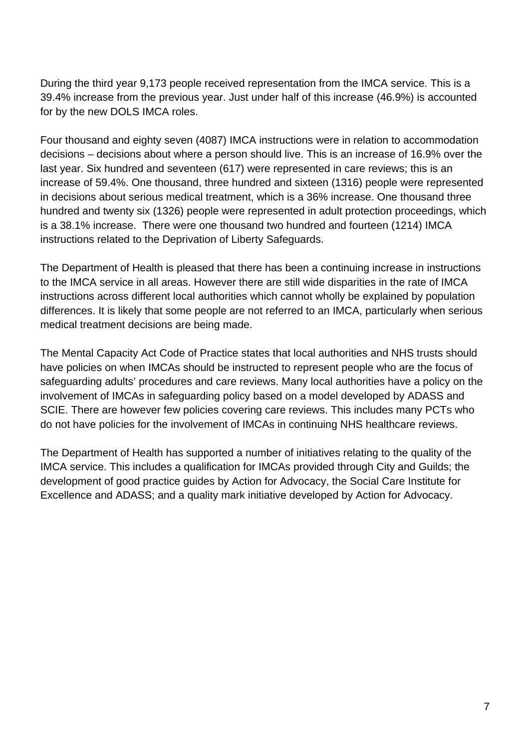During the third year 9,173 people received representation from the IMCA service. This is a 39.4% increase from the previous year. Just under half of this increase (46.9%) is accounted for by the new DOLS IMCA roles.

Four thousand and eighty seven (4087) IMCA instructions were in relation to accommodation decisions – decisions about where a person should live. This is an increase of 16.9% over the last year. Six hundred and seventeen (617) were represented in care reviews; this is an increase of 59.4%. One thousand, three hundred and sixteen (1316) people were represented in decisions about serious medical treatment, which is a 36% increase. One thousand three hundred and twenty six (1326) people were represented in adult protection proceedings, which is a 38.1% increase. There were one thousand two hundred and fourteen (1214) IMCA instructions related to the Deprivation of Liberty Safeguards.

The Department of Health is pleased that there has been a continuing increase in instructions to the IMCA service in all areas. However there are still wide disparities in the rate of IMCA instructions across different local authorities which cannot wholly be explained by population differences. It is likely that some people are not referred to an IMCA, particularly when serious medical treatment decisions are being made.

The Mental Capacity Act Code of Practice states that local authorities and NHS trusts should have policies on when IMCAs should be instructed to represent people who are the focus of safeguarding adults' procedures and care reviews. Many local authorities have a policy on the involvement of IMCAs in safeguarding policy based on a model developed by ADASS and SCIE. There are however few policies covering care reviews. This includes many PCTs who do not have policies for the involvement of IMCAs in continuing NHS healthcare reviews.

The Department of Health has supported a number of initiatives relating to the quality of the IMCA service. This includes a qualification for IMCAs provided through City and Guilds; the development of good practice guides by Action for Advocacy, the Social Care Institute for Excellence and ADASS; and a quality mark initiative developed by Action for Advocacy.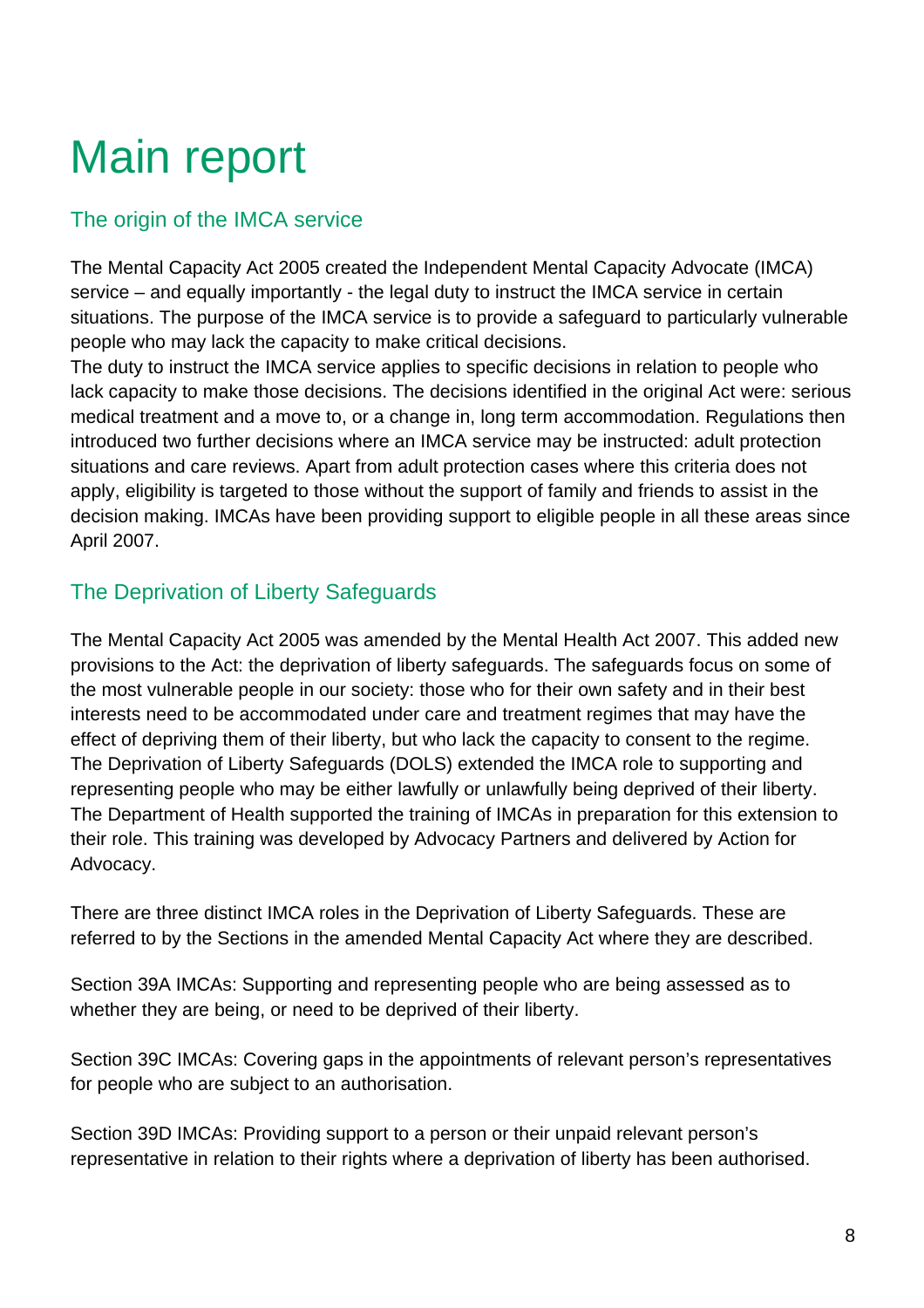# Main report

## The origin of the IMCA service

The Mental Capacity Act 2005 created the Independent Mental Capacity Advocate (IMCA) service – and equally importantly - the legal duty to instruct the IMCA service in certain situations. The purpose of the IMCA service is to provide a safeguard to particularly vulnerable people who may lack the capacity to make critical decisions.
The duty to instruct the IMCA service applies to specific decisions in relation to people who lack capacity to make those decisions. The decisions identified in the original Act were: serious medical treatment and a move to, or a change in, long term accommodation. Regulations then introduced two further decisions where an IMCA service may be instructed: adult protection situations and care reviews. Apart from adult protection cases where this criteria does not apply, eligibility is targeted to those without the support of family and friends to assist in the decision making. IMCAs have been providing support to eligible people in all these areas since April 2007.

## The Deprivation of Liberty Safeguards

The Mental Capacity Act 2005 was amended by the Mental Health Act 2007. This added new provisions to the Act: the deprivation of liberty safeguards. The safeguards focus on some of the most vulnerable people in our society: those who for their own safety and in their best interests need to be accommodated under care and treatment regimes that may have the effect of depriving them of their liberty, but who lack the capacity to consent to the regime. The Deprivation of Liberty Safeguards (DOLS) extended the IMCA role to supporting and representing people who may be either lawfully or unlawfully being deprived of their liberty. The Department of Health supported the training of IMCAs in preparation for this extension to their role. This training was developed by Advocacy Partners and delivered by Action for Advocacy.

There are three distinct IMCA roles in the Deprivation of Liberty Safeguards. These are referred to by the Sections in the amended Mental Capacity Act where they are described.

Section 39A IMCAs: Supporting and representing people who are being assessed as to whether they are being, or need to be deprived of their liberty.

Section 39C IMCAs: Covering gaps in the appointments of relevant person's representatives for people who are subject to an authorisation.

Section 39D IMCAs: Providing support to a person or their unpaid relevant person's representative in relation to their rights where a deprivation of liberty has been authorised.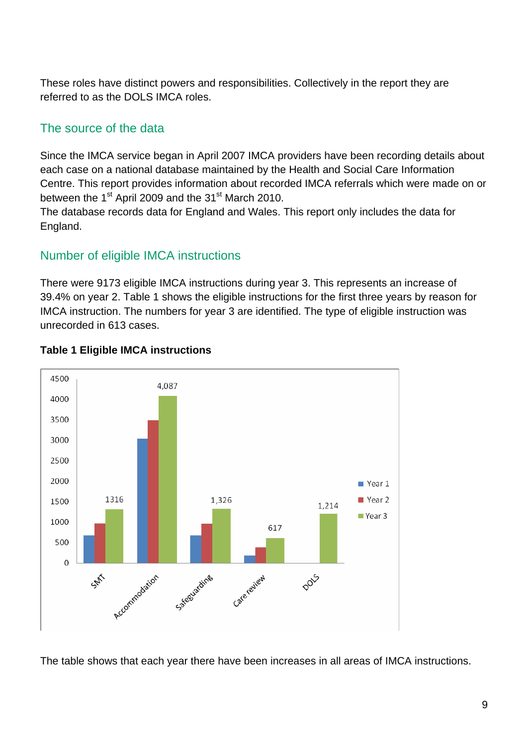These roles have distinct powers and responsibilities. Collectively in the report they are referred to as the DOLS IMCA roles.

## The source of the data

Since the IMCA service began in April 2007 IMCA providers have been recording details about each case on a national database maintained by the Health and Social Care Information Centre. This report provides information about recorded IMCA referrals which were made on or between the 1st April 2009 and the 31st March 2010.
The database records data for England and Wales. This report only includes the data for England.

## Number of eligible IMCA instructions

There were 9173 eligible IMCA instructions during year 3. This represents an increase of 39.4% on year 2. Table 1 shows the eligible instructions for the first three years by reason for IMCA instruction. The numbers for year 3 are identified. The type of eligible instruction was unrecorded in 613 cases.

**Table 1 Eligible IMCA instructions**

| | SMT | Accommodation | Safeguarding | Care review | DOLS |
|---|---|---|---|---|---|
| Year 3 | 1316 | 4,087 | 1,326 | 617 | 1,214 |

The table shows that each year there have been increases in all areas of IMCA instructions.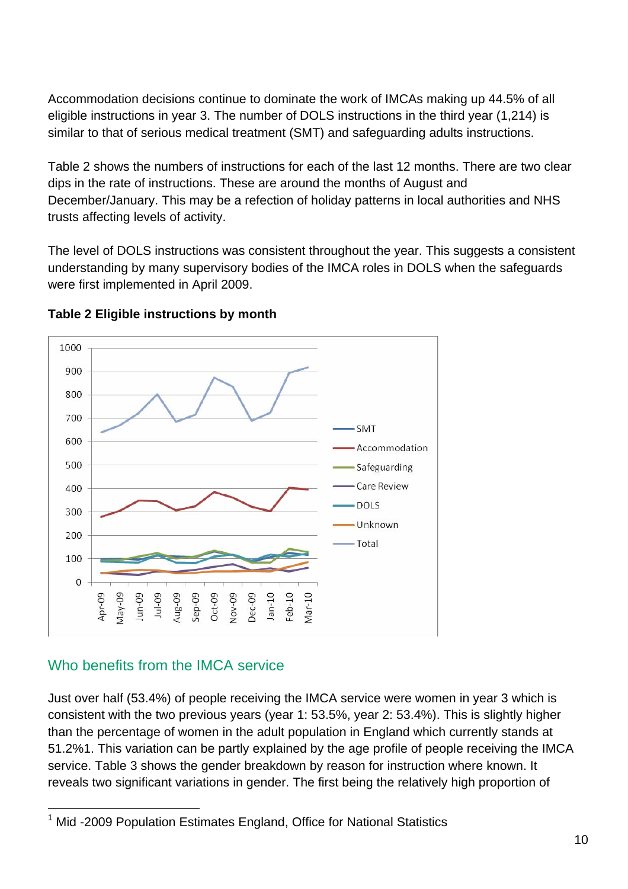Accommodation decisions continue to dominate the work of IMCAs making up 44.5% of all eligible instructions in year 3. The number of DOLS instructions in the third year (1,214) is similar to that of serious medical treatment (SMT) and safeguarding adults instructions.

Table 2 shows the numbers of instructions for each of the last 12 months. There are two clear dips in the rate of instructions. These are around the months of August and December/January. This may be a refection of holiday patterns in local authorities and NHS trusts affecting levels of activity.

The level of DOLS instructions was consistent throughout the year. This suggests a consistent understanding by many supervisory bodies of the IMCA roles in DOLS when the safeguards were first implemented in April 2009.

**Table 2 Eligible instructions by month**

## Who benefits from the IMCA service

Just over half (53.4%) of people receiving the IMCA service were women in year 3 which is consistent with the two previous years (year 1: 53.5%, year 2: 53.4%). This is slightly higher than the percentage of women in the adult population in England which currently stands at 51.2%[1]. This variation can be partly explained by the age profile of people receiving the IMCA service. Table 3 shows the gender breakdown by reason for instruction where known. It reveals two significant variations in gender. The first being the relatively high proportion of

[1] Mid -2009 Population Estimates England, Office for National Statistics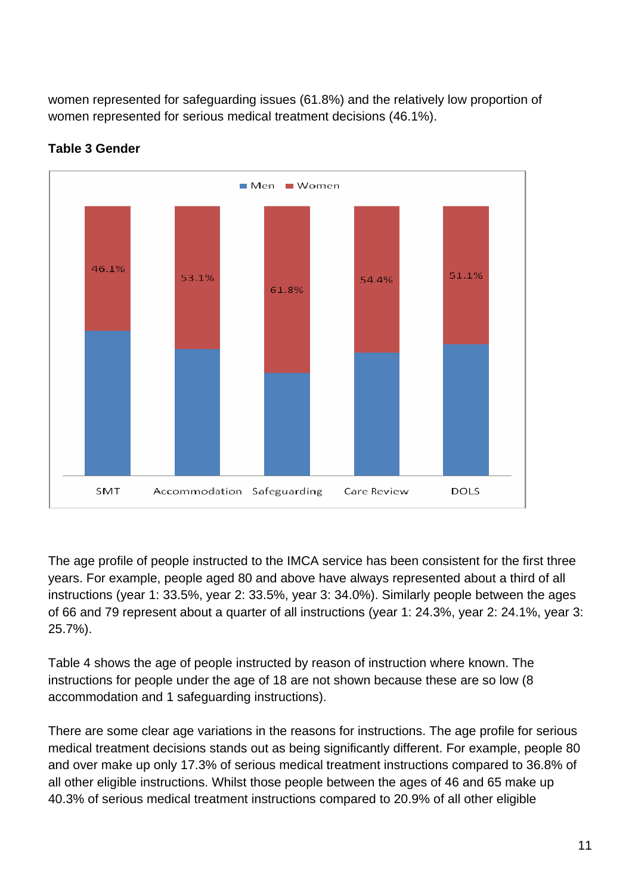women represented for safeguarding issues (61.8%) and the relatively low proportion of women represented for serious medical treatment decisions (46.1%).

**Table 3 Gender**

| | SMT | Accommodation | Safeguarding | Care Review | DOLS |
|---|---|---|---|---|---|
| Women | 46.1% | 53.1% | 61.8% | 54.4% | 51.1% |

The age profile of people instructed to the IMCA service has been consistent for the first three years. For example, people aged 80 and above have always represented about a third of all instructions (year 1: 33.5%, year 2: 33.5%, year 3: 34.0%). Similarly people between the ages of 66 and 79 represent about a quarter of all instructions (year 1: 24.3%, year 2: 24.1%, year 3: 25.7%).

Table 4 shows the age of people instructed by reason of instruction where known. The instructions for people under the age of 18 are not shown because these are so low (8 accommodation and 1 safeguarding instructions).

There are some clear age variations in the reasons for instructions. The age profile for serious medical treatment decisions stands out as being significantly different. For example, people 80 and over make up only 17.3% of serious medical treatment instructions compared to 36.8% of all other eligible instructions. Whilst those people between the ages of 46 and 65 make up 40.3% of serious medical treatment instructions compared to 20.9% of all other eligible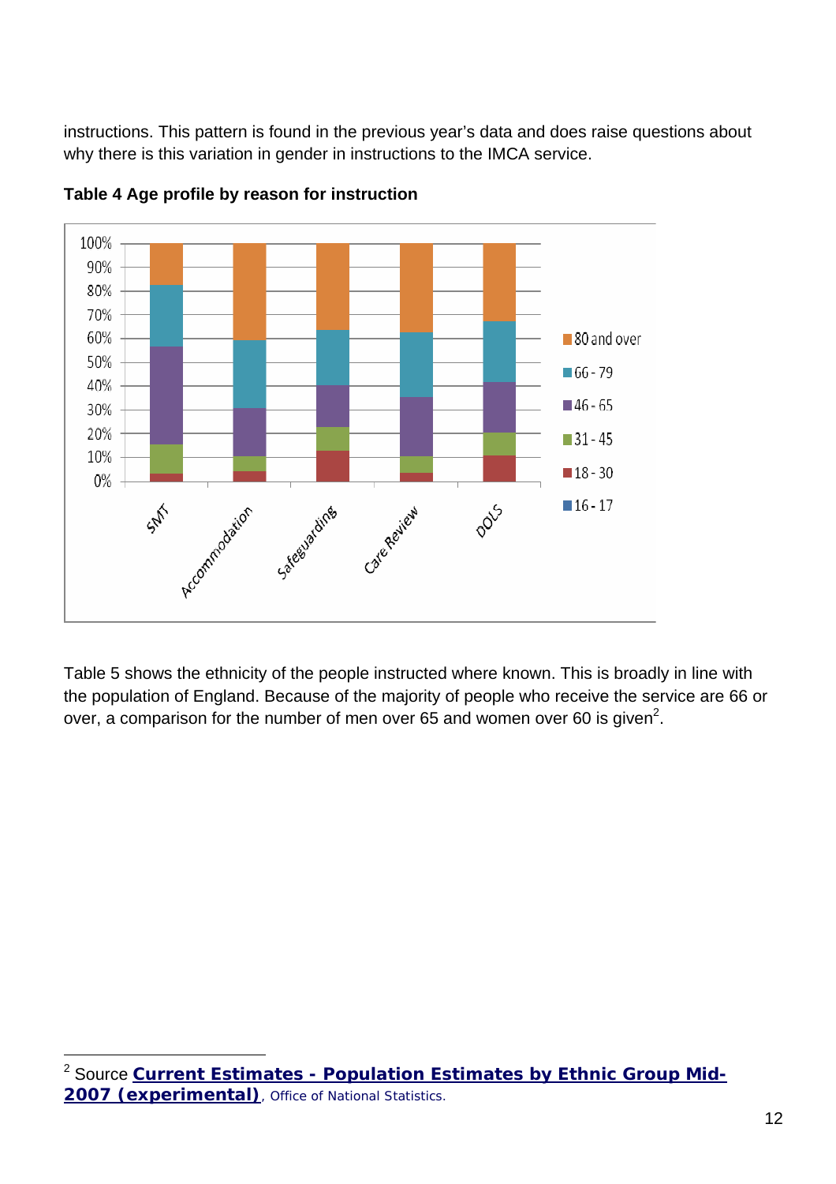instructions. This pattern is found in the previous year's data and does raise questions about why there is this variation in gender in instructions to the IMCA service.

**Table 4 Age profile by reason for instruction**

Table 5 shows the ethnicity of the people instructed where known. This is broadly in line with the population of England. Because of the majority of people who receive the service are 66 or over, a comparison for the number of men over 65 and women over 60 is given[2].

---

[2] Source **Current Estimates - Population Estimates by Ethnic Group Mid-2007 (experimental)**, Office of National Statistics.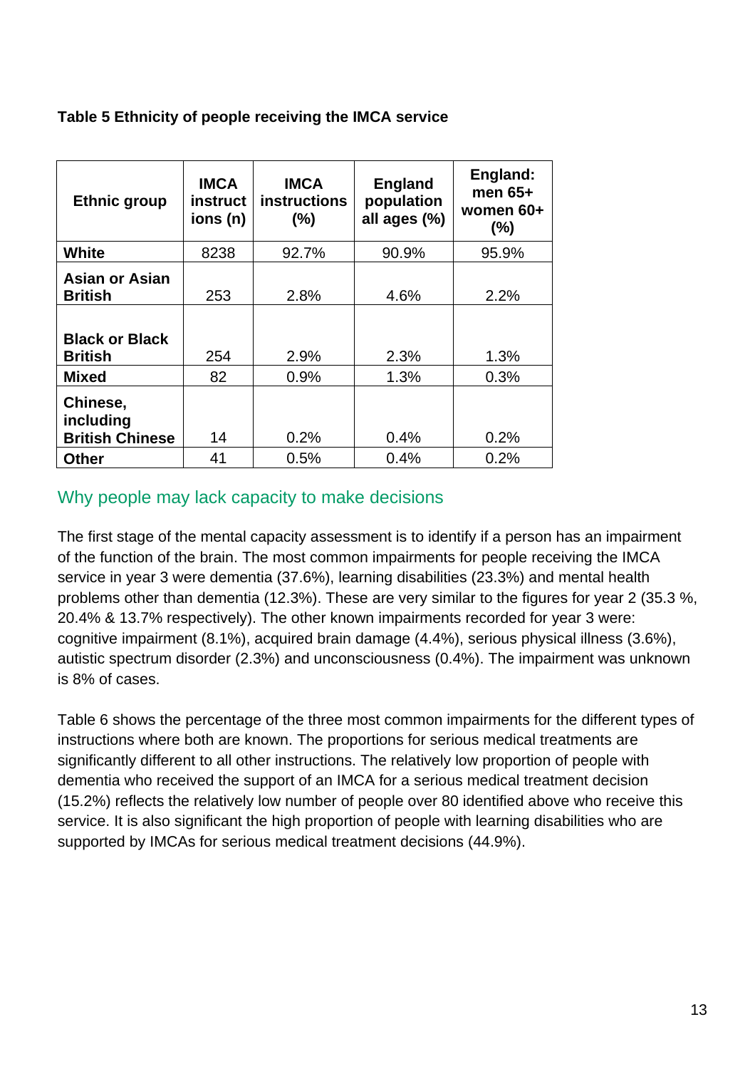**Table 5 Ethnicity of people receiving the IMCA service**

| Ethnic group | IMCA instructions (n) | IMCA instructions (%) | England population all ages (%) | England: men 65+ women 60+ (%) |
|---|---|---|---|---|
| **White** | 8238 | 92.7% | 90.9% | 95.9% |
| **Asian or Asian British** | 253 | 2.8% | 4.6% | 2.2% |
| **Black or Black British** | 254 | 2.9% | 2.3% | 1.3% |
| **Mixed** | 82 | 0.9% | 1.3% | 0.3% |
| **Chinese, including British Chinese** | 14 | 0.2% | 0.4% | 0.2% |
| **Other** | 41 | 0.5% | 0.4% | 0.2% |

## Why people may lack capacity to make decisions

The first stage of the mental capacity assessment is to identify if a person has an impairment of the function of the brain. The most common impairments for people receiving the IMCA service in year 3 were dementia (37.6%), learning disabilities (23.3%) and mental health problems other than dementia (12.3%). These are very similar to the figures for year 2 (35.3 %, 20.4% & 13.7% respectively). The other known impairments recorded for year 3 were: cognitive impairment (8.1%), acquired brain damage (4.4%), serious physical illness (3.6%), autistic spectrum disorder (2.3%) and unconsciousness (0.4%). The impairment was unknown is 8% of cases.

Table 6 shows the percentage of the three most common impairments for the different types of instructions where both are known. The proportions for serious medical treatments are significantly different to all other instructions. The relatively low proportion of people with dementia who received the support of an IMCA for a serious medical treatment decision (15.2%) reflects the relatively low number of people over 80 identified above who receive this service. It is also significant the high proportion of people with learning disabilities who are supported by IMCAs for serious medical treatment decisions (44.9%).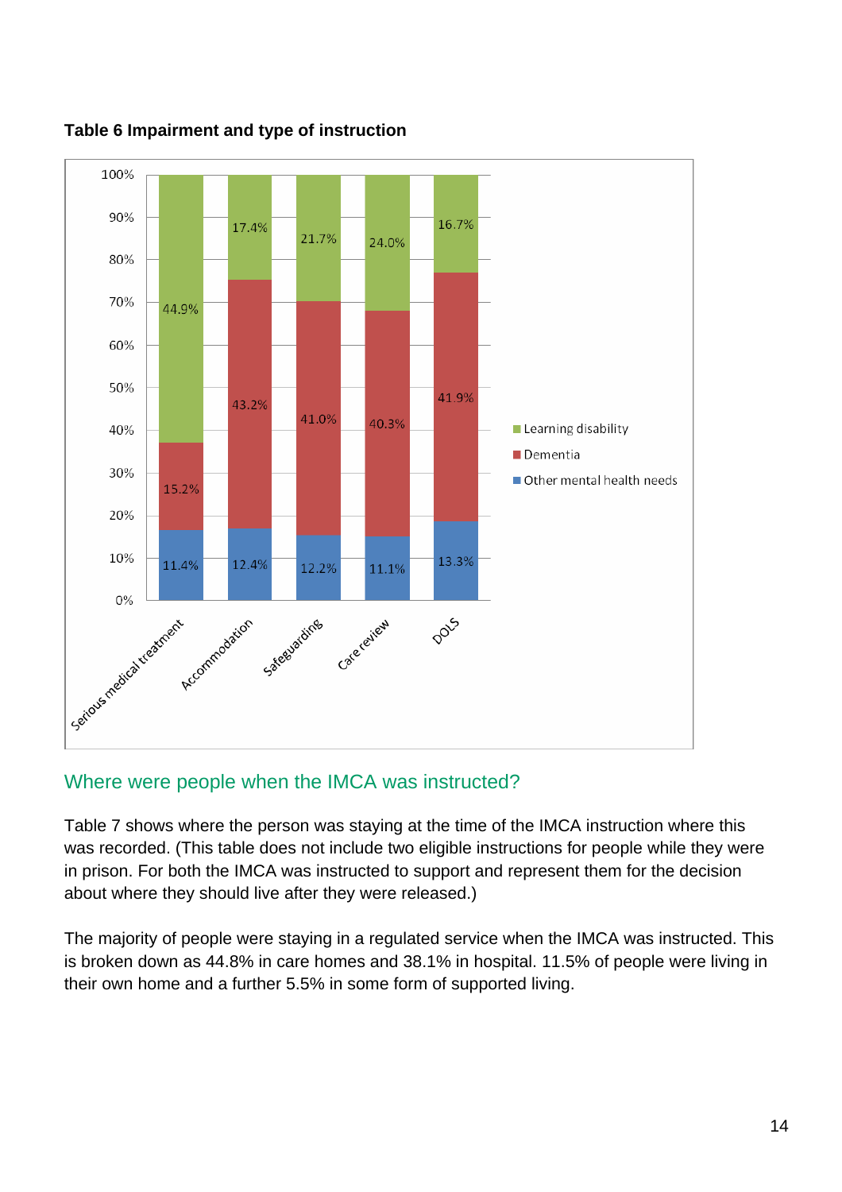**Table 6 Impairment and type of instruction**

| | Serious medical treatment | Accommodation | Safeguarding | Care review | DOLS |
|---|---|---|---|---|---|
| Learning disability | 44.9% | 17.4% | 21.7% | 24.0% | 16.7% |
| Dementia | 15.2% | 43.2% | 41.0% | 40.3% | 41.9% |
| Other mental health needs | 11.4% | 12.4% | 12.2% | 11.1% | 13.3% |

## Where were people when the IMCA was instructed?

Table 7 shows where the person was staying at the time of the IMCA instruction where this was recorded. (This table does not include two eligible instructions for people while they were in prison. For both the IMCA was instructed to support and represent them for the decision about where they should live after they were released.)

The majority of people were staying in a regulated service when the IMCA was instructed. This is broken down as 44.8% in care homes and 38.1% in hospital. 11.5% of people were living in their own home and a further 5.5% in some form of supported living.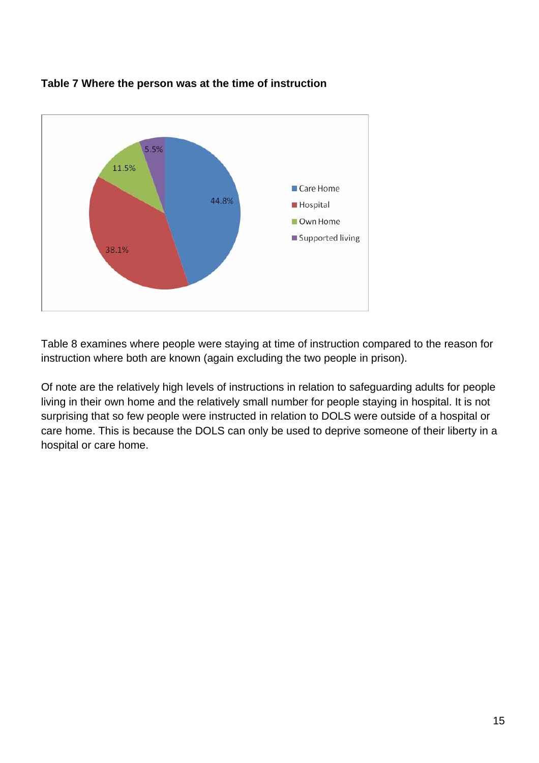**Table 7 Where the person was at the time of instruction**

Table 8 examines where people were staying at time of instruction compared to the reason for instruction where both are known (again excluding the two people in prison).

Of note are the relatively high levels of instructions in relation to safeguarding adults for people living in their own home and the relatively small number for people staying in hospital. It is not surprising that so few people were instructed in relation to DOLS were outside of a hospital or care home. This is because the DOLS can only be used to deprive someone of their liberty in a hospital or care home.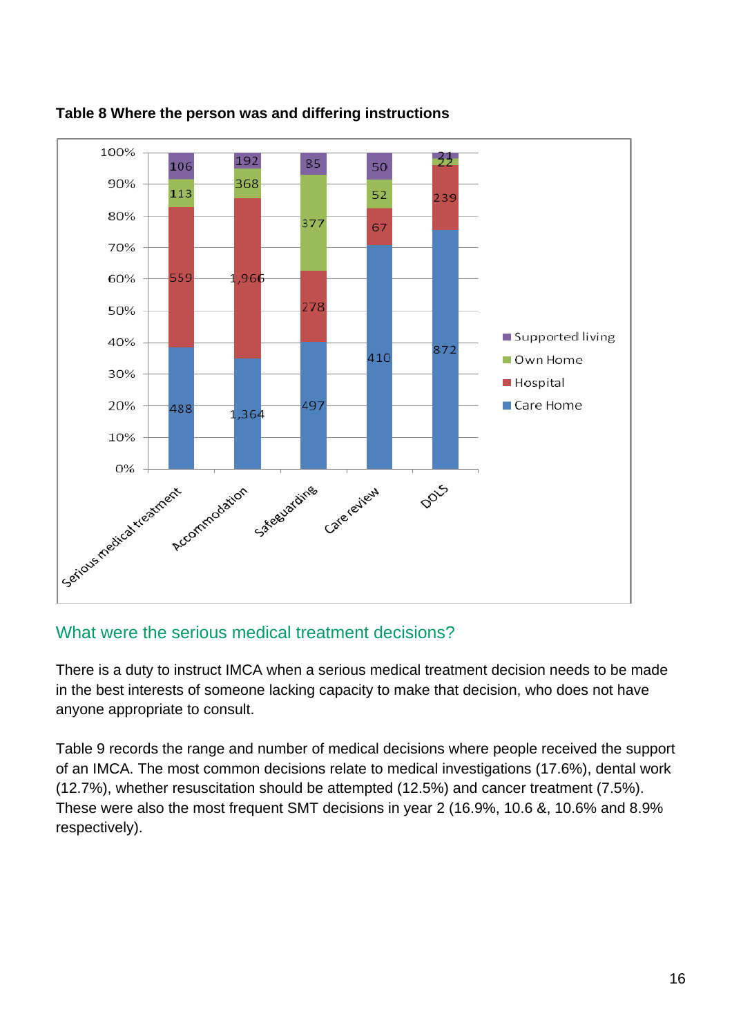**Table 8 Where the person was and differing instructions**

| | Serious medical treatment | Accommodation | Safeguarding | Care review | DOLS |
|---|---|---|---|---|---|
| Supported living | 106 | 192 | 85 | 50 | 21 |
| Own Home | 113 | 368 | 377 | 52 | 22 |
| Hospital | 559 | 1,966 | 278 | 67 | 239 |
| Care Home | 488 | 1,364 | 497 | 410 | 872 |

## What were the serious medical treatment decisions?

There is a duty to instruct IMCA when a serious medical treatment decision needs to be made in the best interests of someone lacking capacity to make that decision, who does not have anyone appropriate to consult.

Table 9 records the range and number of medical decisions where people received the support of an IMCA. The most common decisions relate to medical investigations (17.6%), dental work (12.7%), whether resuscitation should be attempted (12.5%) and cancer treatment (7.5%). These were also the most frequent SMT decisions in year 2 (16.9%, 10.6 &, 10.6% and 8.9% respectively).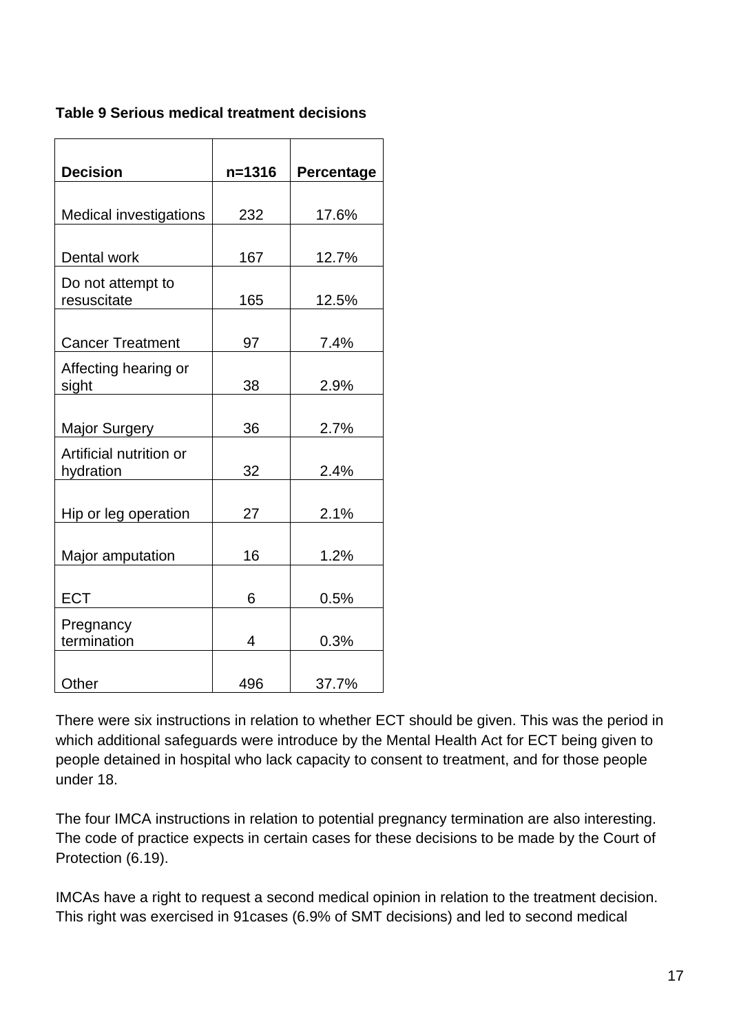**Table 9 Serious medical treatment decisions**

| Decision | n=1316 | Percentage |
|---|---|---|
| Medical investigations | 232 | 17.6% |
| Dental work | 167 | 12.7% |
| Do not attempt to resuscitate | 165 | 12.5% |
| Cancer Treatment | 97 | 7.4% |
| Affecting hearing or sight | 38 | 2.9% |
| Major Surgery | 36 | 2.7% |
| Artificial nutrition or hydration | 32 | 2.4% |
| Hip or leg operation | 27 | 2.1% |
| Major amputation | 16 | 1.2% |
| ECT | 6 | 0.5% |
| Pregnancy termination | 4 | 0.3% |
| Other | 496 | 37.7% |

There were six instructions in relation to whether ECT should be given. This was the period in which additional safeguards were introduce by the Mental Health Act for ECT being given to people detained in hospital who lack capacity to consent to treatment, and for those people under 18.

The four IMCA instructions in relation to potential pregnancy termination are also interesting. The code of practice expects in certain cases for these decisions to be made by the Court of Protection (6.19).

IMCAs have a right to request a second medical opinion in relation to the treatment decision. This right was exercised in 91cases (6.9% of SMT decisions) and led to second medical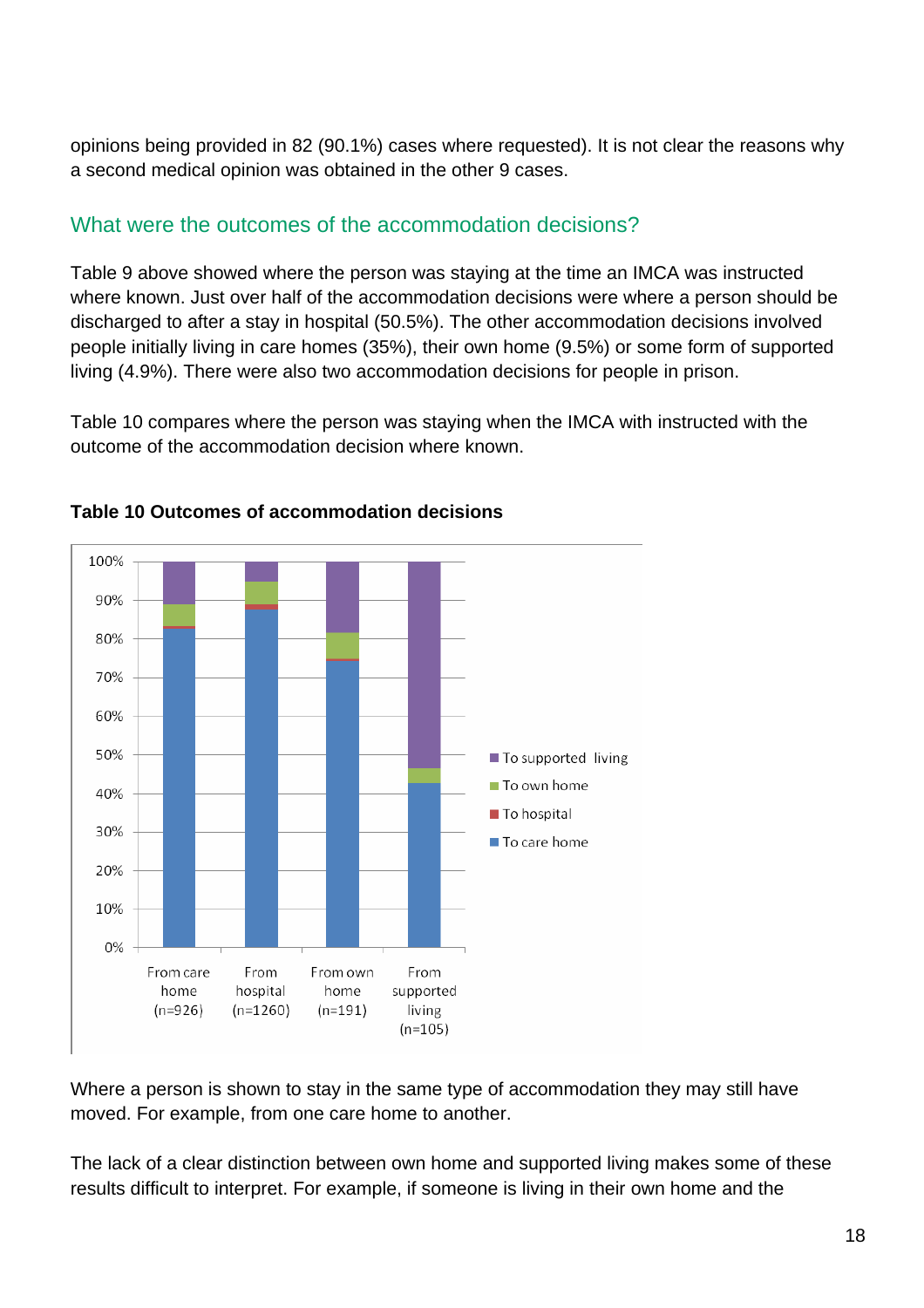opinions being provided in 82 (90.1%) cases where requested). It is not clear the reasons why a second medical opinion was obtained in the other 9 cases.

## What were the outcomes of the accommodation decisions?

Table 9 above showed where the person was staying at the time an IMCA was instructed where known. Just over half of the accommodation decisions were where a person should be discharged to after a stay in hospital (50.5%). The other accommodation decisions involved people initially living in care homes (35%), their own home (9.5%) or some form of supported living (4.9%). There were also two accommodation decisions for people in prison.

Table 10 compares where the person was staying when the IMCA with instructed with the outcome of the accommodation decision where known.

**Table 10 Outcomes of accommodation decisions**

Where a person is shown to stay in the same type of accommodation they may still have moved. For example, from one care home to another.

The lack of a clear distinction between own home and supported living makes some of these results difficult to interpret. For example, if someone is living in their own home and the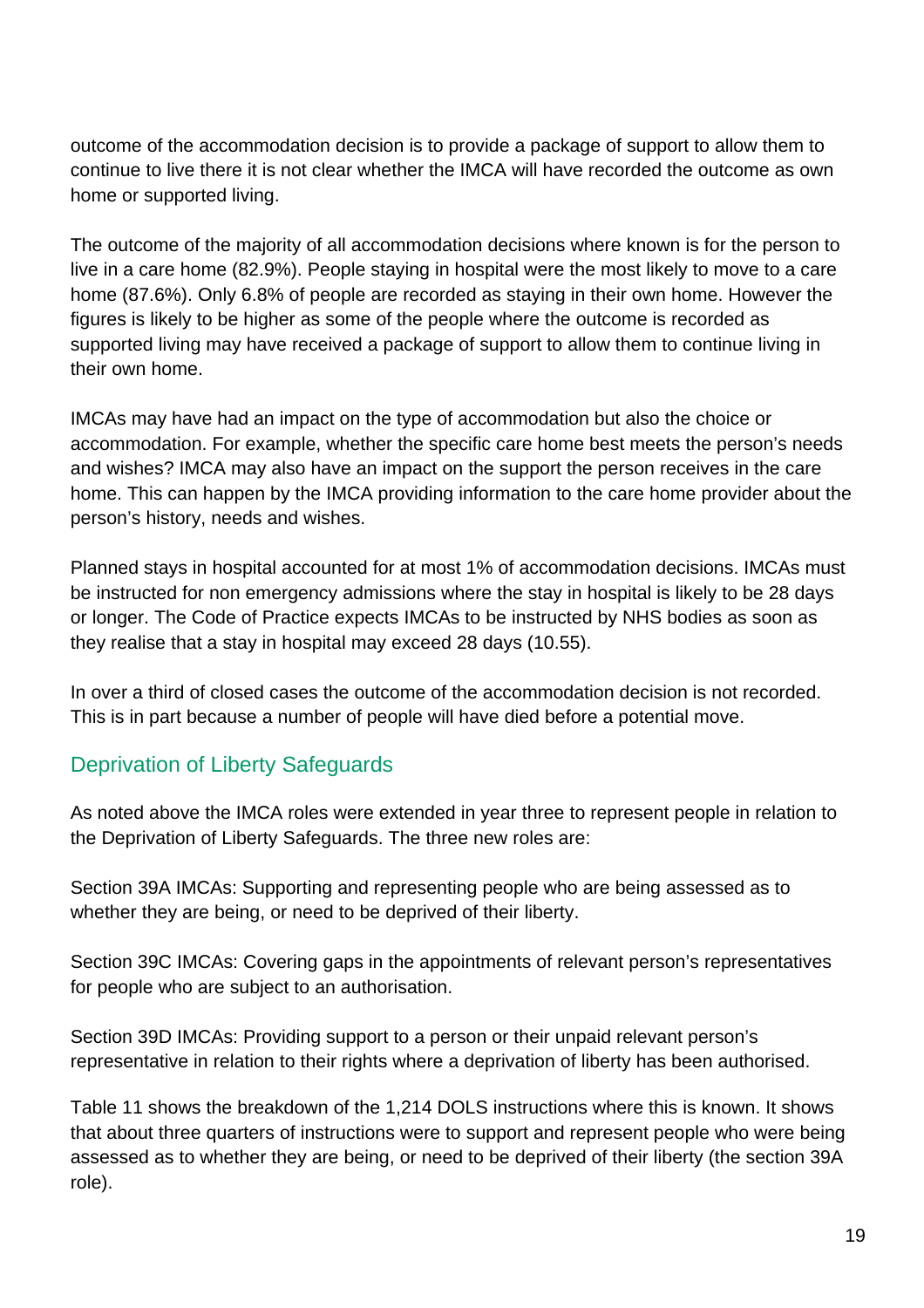outcome of the accommodation decision is to provide a package of support to allow them to continue to live there it is not clear whether the IMCA will have recorded the outcome as own home or supported living.

The outcome of the majority of all accommodation decisions where known is for the person to live in a care home (82.9%). People staying in hospital were the most likely to move to a care home (87.6%). Only 6.8% of people are recorded as staying in their own home. However the figures is likely to be higher as some of the people where the outcome is recorded as supported living may have received a package of support to allow them to continue living in their own home.

IMCAs may have had an impact on the type of accommodation but also the choice or accommodation. For example, whether the specific care home best meets the person's needs and wishes? IMCA may also have an impact on the support the person receives in the care home. This can happen by the IMCA providing information to the care home provider about the person's history, needs and wishes.

Planned stays in hospital accounted for at most 1% of accommodation decisions. IMCAs must be instructed for non emergency admissions where the stay in hospital is likely to be 28 days or longer. The Code of Practice expects IMCAs to be instructed by NHS bodies as soon as they realise that a stay in hospital may exceed 28 days (10.55).

In over a third of closed cases the outcome of the accommodation decision is not recorded. This is in part because a number of people will have died before a potential move.

## Deprivation of Liberty Safeguards

As noted above the IMCA roles were extended in year three to represent people in relation to the Deprivation of Liberty Safeguards. The three new roles are:

Section 39A IMCAs: Supporting and representing people who are being assessed as to whether they are being, or need to be deprived of their liberty.

Section 39C IMCAs: Covering gaps in the appointments of relevant person's representatives for people who are subject to an authorisation.

Section 39D IMCAs: Providing support to a person or their unpaid relevant person's representative in relation to their rights where a deprivation of liberty has been authorised.

Table 11 shows the breakdown of the 1,214 DOLS instructions where this is known. It shows that about three quarters of instructions were to support and represent people who were being assessed as to whether they are being, or need to be deprived of their liberty (the section 39A role).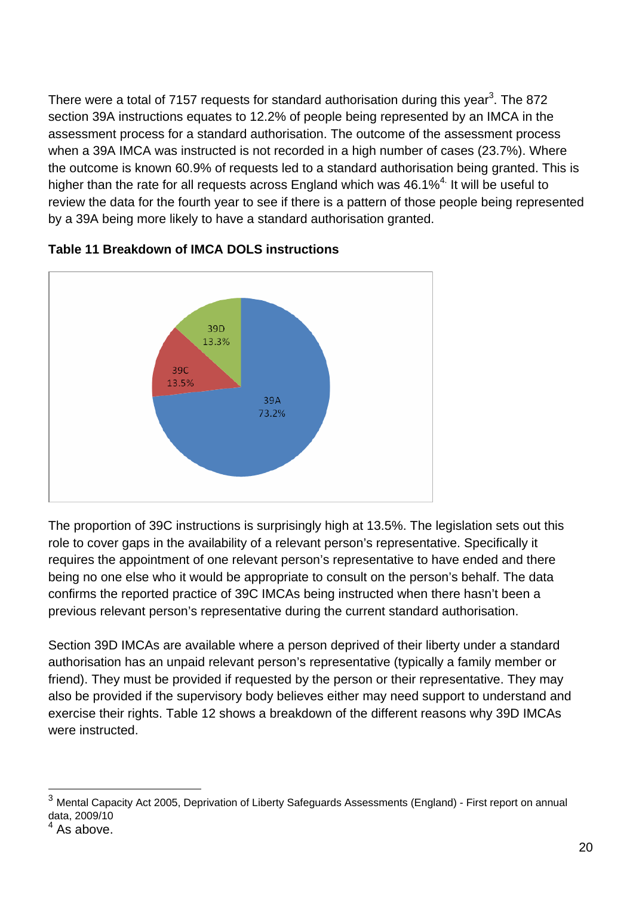There were a total of 7157 requests for standard authorisation during this year[3]. The 872 section 39A instructions equates to 12.2% of people being represented by an IMCA in the assessment process for a standard authorisation. The outcome of the assessment process when a 39A IMCA was instructed is not recorded in a high number of cases (23.7%). Where the outcome is known 60.9% of requests led to a standard authorisation being granted. This is higher than the rate for all requests across England which was 46.1%[4]. It will be useful to review the data for the fourth year to see if there is a pattern of those people being represented by a 39A being more likely to have a standard authorisation granted.

**Table 11 Breakdown of IMCA DOLS instructions**

| Instruction type | Percentage |
|---|---|
| 39A | 73.2% |
| 39C | 13.5% |
| 39D | 13.3% |

The proportion of 39C instructions is surprisingly high at 13.5%. The legislation sets out this role to cover gaps in the availability of a relevant person's representative. Specifically it requires the appointment of one relevant person's representative to have ended and there being no one else who it would be appropriate to consult on the person's behalf. The data confirms the reported practice of 39C IMCAs being instructed when there hasn't been a previous relevant person's representative during the current standard authorisation.

Section 39D IMCAs are available where a person deprived of their liberty under a standard authorisation has an unpaid relevant person's representative (typically a family member or friend). They must be provided if requested by the person or their representative. They may also be provided if the supervisory body believes either may need support to understand and exercise their rights. Table 12 shows a breakdown of the different reasons why 39D IMCAs were instructed.

---

[3] Mental Capacity Act 2005, Deprivation of Liberty Safeguards Assessments (England) - First report on annual data, 2009/10

[4] As above.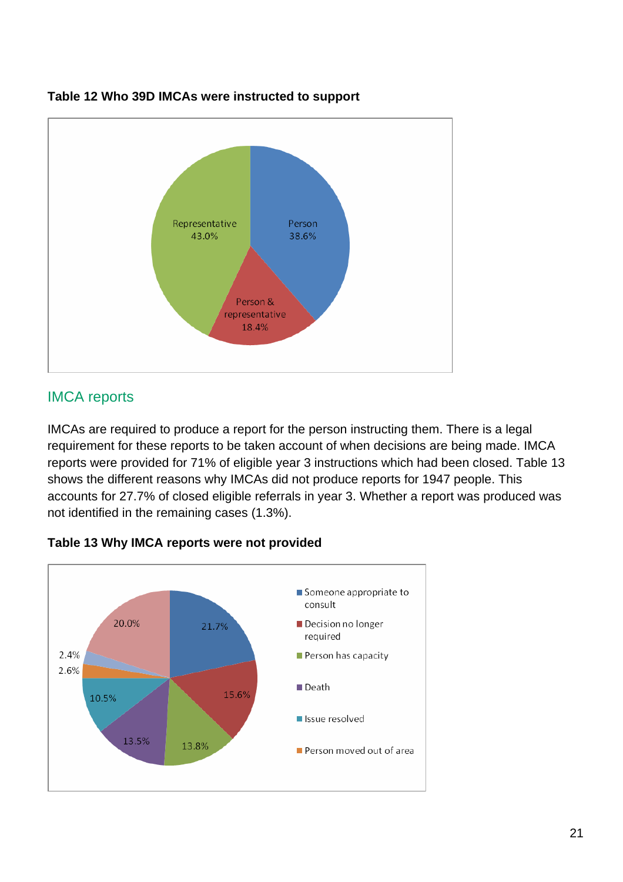**Table 12 Who 39D IMCAs were instructed to support**

| Category | Percentage |
|---|---|
| Representative | 43.0% |
| Person | 38.6% |
| Person & representative | 18.4% |

## IMCA reports

IMCAs are required to produce a report for the person instructing them. There is a legal requirement for these reports to be taken account of when decisions are being made. IMCA reports were provided for 71% of eligible year 3 instructions which had been closed. Table 13 shows the different reasons why IMCAs did not produce reports for 1947 people. This accounts for 27.7% of closed eligible referrals in year 3. Whether a report was produced was not identified in the remaining cases (1.3%).

**Table 13 Why IMCA reports were not provided**

| Reason | Percentage |
|---|---|
| Someone appropriate to consult | 21.7% |
| Decision no longer required | 15.6% |
| Person has capacity | 13.8% |
| Death | 13.5% |
| Issue resolved | 10.5% |
| Person moved out of area | 2.6% |
| | 2.4% |
| | 20.0% |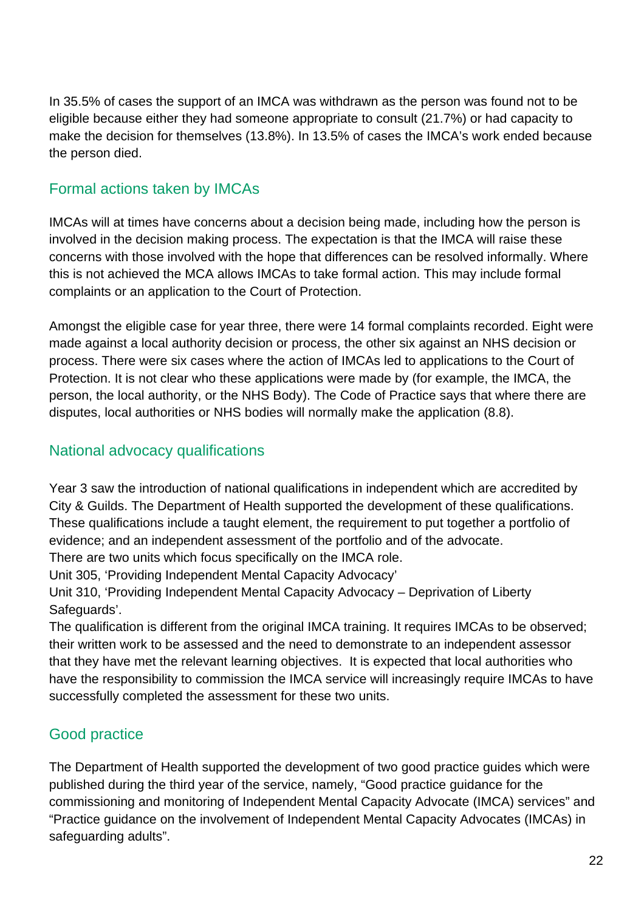In 35.5% of cases the support of an IMCA was withdrawn as the person was found not to be eligible because either they had someone appropriate to consult (21.7%) or had capacity to make the decision for themselves (13.8%). In 13.5% of cases the IMCA's work ended because the person died.

## Formal actions taken by IMCAs

IMCAs will at times have concerns about a decision being made, including how the person is involved in the decision making process. The expectation is that the IMCA will raise these concerns with those involved with the hope that differences can be resolved informally. Where this is not achieved the MCA allows IMCAs to take formal action. This may include formal complaints or an application to the Court of Protection.

Amongst the eligible case for year three, there were 14 formal complaints recorded. Eight were made against a local authority decision or process, the other six against an NHS decision or process. There were six cases where the action of IMCAs led to applications to the Court of Protection. It is not clear who these applications were made by (for example, the IMCA, the person, the local authority, or the NHS Body). The Code of Practice says that where there are disputes, local authorities or NHS bodies will normally make the application (8.8).

## National advocacy qualifications

Year 3 saw the introduction of national qualifications in independent which are accredited by City & Guilds. The Department of Health supported the development of these qualifications. These qualifications include a taught element, the requirement to put together a portfolio of evidence; and an independent assessment of the portfolio and of the advocate.
There are two units which focus specifically on the IMCA role.
Unit 305, 'Providing Independent Mental Capacity Advocacy'
Unit 310, 'Providing Independent Mental Capacity Advocacy – Deprivation of Liberty Safeguards'.
The qualification is different from the original IMCA training. It requires IMCAs to be observed; their written work to be assessed and the need to demonstrate to an independent assessor that they have met the relevant learning objectives. It is expected that local authorities who have the responsibility to commission the IMCA service will increasingly require IMCAs to have successfully completed the assessment for these two units.

## Good practice

The Department of Health supported the development of two good practice guides which were published during the third year of the service, namely, "Good practice guidance for the commissioning and monitoring of Independent Mental Capacity Advocate (IMCA) services" and "Practice guidance on the involvement of Independent Mental Capacity Advocates (IMCAs) in safeguarding adults".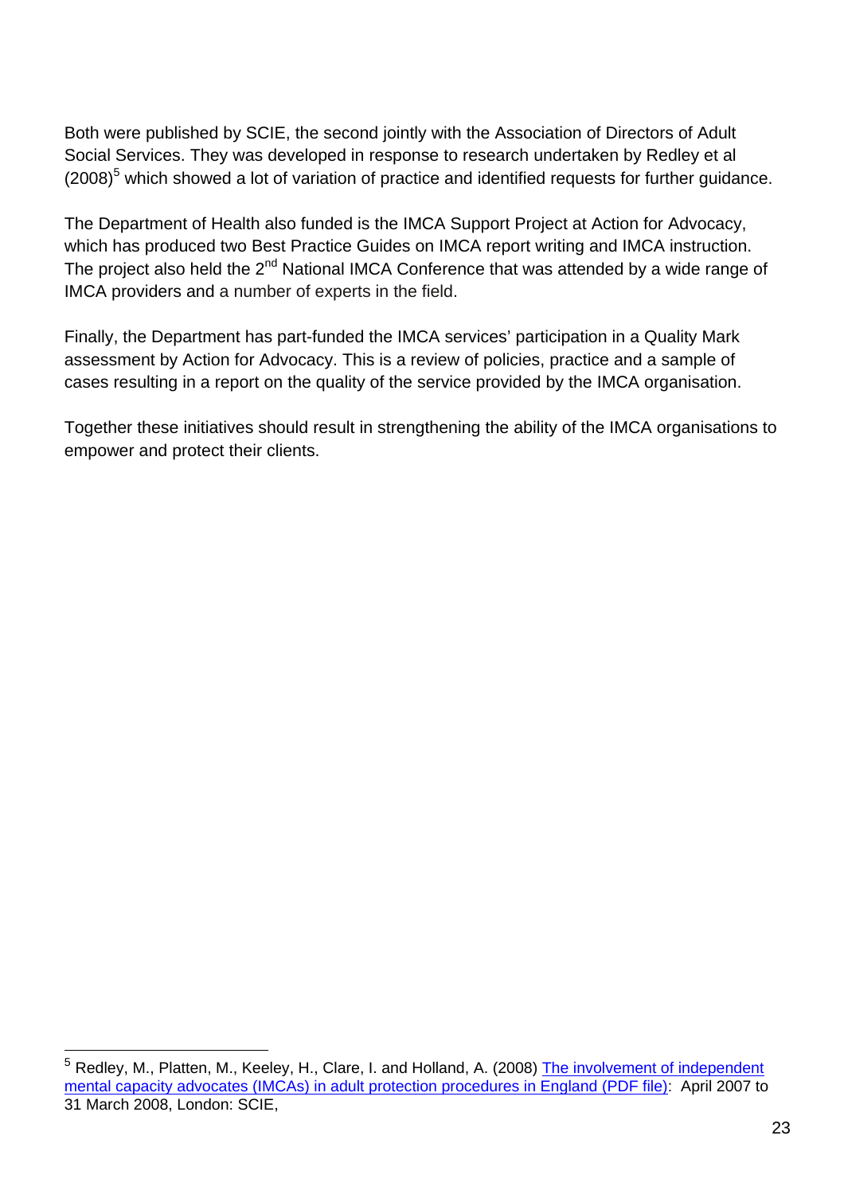Both were published by SCIE, the second jointly with the Association of Directors of Adult Social Services. They was developed in response to research undertaken by Redley et al (2008)[5] which showed a lot of variation of practice and identified requests for further guidance.

The Department of Health also funded is the IMCA Support Project at Action for Advocacy, which has produced two Best Practice Guides on IMCA report writing and IMCA instruction. The project also held the 2nd National IMCA Conference that was attended by a wide range of IMCA providers and a number of experts in the field.

Finally, the Department has part-funded the IMCA services' participation in a Quality Mark assessment by Action for Advocacy. This is a review of policies, practice and a sample of cases resulting in a report on the quality of the service provided by the IMCA organisation.

Together these initiatives should result in strengthening the ability of the IMCA organisations to empower and protect their clients.

---

[5] Redley, M., Platten, M., Keeley, H., Clare, I. and Holland, A. (2008) The involvement of independent mental capacity advocates (IMCAs) in adult protection procedures in England (PDF file): April 2007 to 31 March 2008, London: SCIE,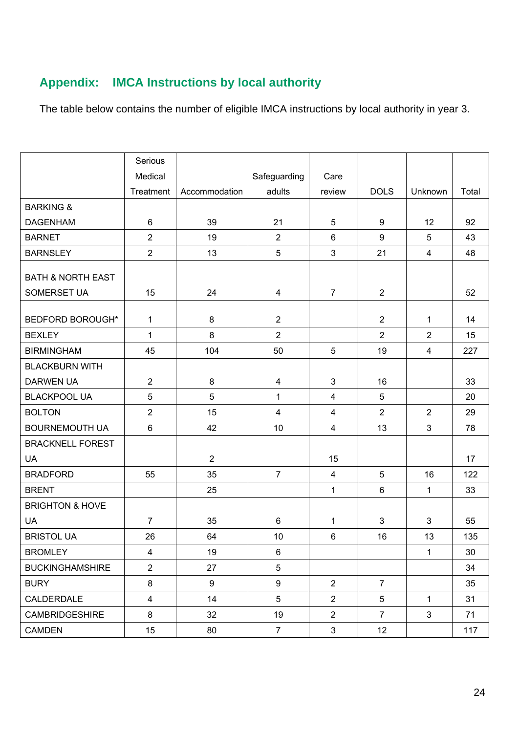## Appendix: IMCA Instructions by local authority

The table below contains the number of eligible IMCA instructions by local authority in year 3.

| | Serious Medical Treatment | Accommodation | Safeguarding adults | Care review | DOLS | Unknown | Total |
|---|---|---|---|---|---|---|---|
| BARKING & DAGENHAM | 6 | 39 | 21 | 5 | 9 | 12 | 92 |
| BARNET | 2 | 19 | 2 | 6 | 9 | 5 | 43 |
| BARNSLEY | 2 | 13 | 5 | 3 | 21 | 4 | 48 |
| BATH & NORTH EAST SOMERSET UA | 15 | 24 | 4 | 7 | 2 | | 52 |
| BEDFORD BOROUGH* | 1 | 8 | 2 | | 2 | 1 | 14 |
| BEXLEY | 1 | 8 | 2 | | 2 | 2 | 15 |
| BIRMINGHAM | 45 | 104 | 50 | 5 | 19 | 4 | 227 |
| BLACKBURN WITH DARWEN UA | 2 | 8 | 4 | 3 | 16 | | 33 |
| BLACKPOOL UA | 5 | 5 | 1 | 4 | 5 | | 20 |
| BOLTON | 2 | 15 | 4 | 4 | 2 | 2 | 29 |
| BOURNEMOUTH UA | 6 | 42 | 10 | 4 | 13 | 3 | 78 |
| BRACKNELL FOREST UA | | 2 | | 15 | | | 17 |
| BRADFORD | 55 | 35 | 7 | 4 | 5 | 16 | 122 |
| BRENT | | 25 | | 1 | 6 | 1 | 33 |
| BRIGHTON & HOVE UA | 7 | 35 | 6 | 1 | 3 | 3 | 55 |
| BRISTOL UA | 26 | 64 | 10 | 6 | 16 | 13 | 135 |
| BROMLEY | 4 | 19 | 6 | | | 1 | 30 |
| BUCKINGHAMSHIRE | 2 | 27 | 5 | | | | 34 |
| BURY | 8 | 9 | 9 | 2 | 7 | | 35 |
| CALDERDALE | 4 | 14 | 5 | 2 | 5 | 1 | 31 |
| CAMBRIDGESHIRE | 8 | 32 | 19 | 2 | 7 | 3 | 71 |
| CAMDEN | 15 | 80 | 7 | 3 | 12 | | 117 |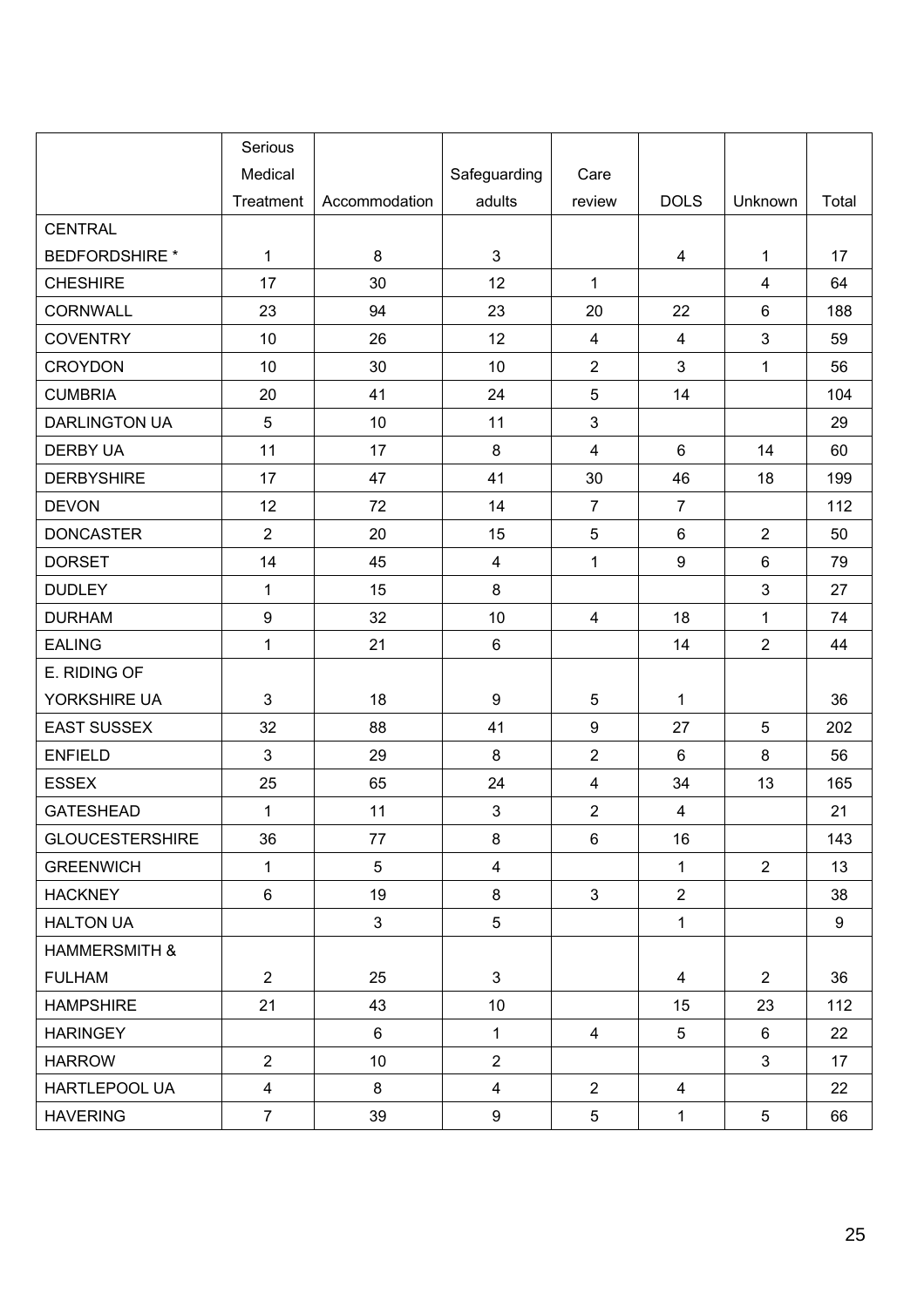| | Serious Medical Treatment | Accommodation | Safeguarding adults | Care review | DOLS | Unknown | Total |
|---|---|---|---|---|---|---|---|
| CENTRAL BEDFORDSHIRE * | 1 | 8 | 3 | | 4 | 1 | 17 |
| CHESHIRE | 17 | 30 | 12 | 1 | | 4 | 64 |
| CORNWALL | 23 | 94 | 23 | 20 | 22 | 6 | 188 |
| COVENTRY | 10 | 26 | 12 | 4 | 4 | 3 | 59 |
| CROYDON | 10 | 30 | 10 | 2 | 3 | 1 | 56 |
| CUMBRIA | 20 | 41 | 24 | 5 | 14 | | 104 |
| DARLINGTON UA | 5 | 10 | 11 | 3 | | | 29 |
| DERBY UA | 11 | 17 | 8 | 4 | 6 | 14 | 60 |
| DERBYSHIRE | 17 | 47 | 41 | 30 | 46 | 18 | 199 |
| DEVON | 12 | 72 | 14 | 7 | 7 | | 112 |
| DONCASTER | 2 | 20 | 15 | 5 | 6 | 2 | 50 |
| DORSET | 14 | 45 | 4 | 1 | 9 | 6 | 79 |
| DUDLEY | 1 | 15 | 8 | | | 3 | 27 |
| DURHAM | 9 | 32 | 10 | 4 | 18 | 1 | 74 |
| EALING | 1 | 21 | 6 | | 14 | 2 | 44 |
| E. RIDING OF YORKSHIRE UA | 3 | 18 | 9 | 5 | 1 | | 36 |
| EAST SUSSEX | 32 | 88 | 41 | 9 | 27 | 5 | 202 |
| ENFIELD | 3 | 29 | 8 | 2 | 6 | 8 | 56 |
| ESSEX | 25 | 65 | 24 | 4 | 34 | 13 | 165 |
| GATESHEAD | 1 | 11 | 3 | 2 | 4 | | 21 |
| GLOUCESTERSHIRE | 36 | 77 | 8 | 6 | 16 | | 143 |
| GREENWICH | 1 | 5 | 4 | | 1 | 2 | 13 |
| HACKNEY | 6 | 19 | 8 | 3 | 2 | | 38 |
| HALTON UA | | 3 | 5 | | 1 | | 9 |
| HAMMERSMITH & FULHAM | 2 | 25 | 3 | | 4 | 2 | 36 |
| HAMPSHIRE | 21 | 43 | 10 | | 15 | 23 | 112 |
| HARINGEY | | 6 | 1 | 4 | 5 | 6 | 22 |
| HARROW | 2 | 10 | 2 | | | 3 | 17 |
| HARTLEPOOL UA | 4 | 8 | 4 | 2 | 4 | | 22 |
| HAVERING | 7 | 39 | 9 | 5 | 1 | 5 | 66 |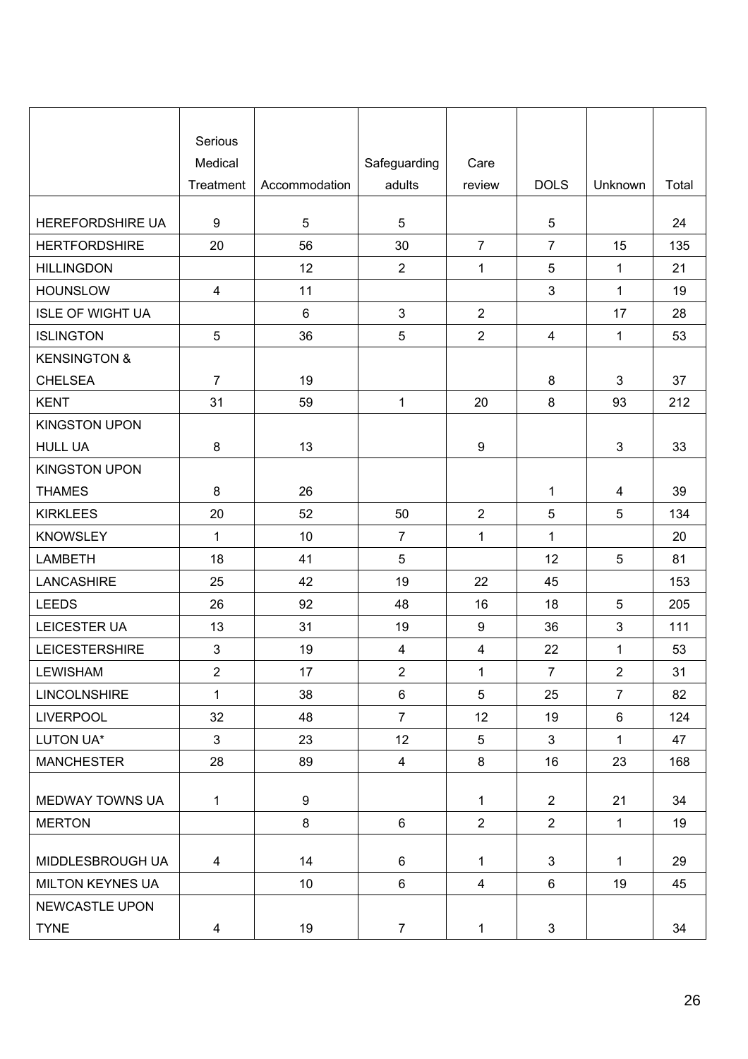| | Serious Medical Treatment | Accommodation | Safeguarding adults | Care review | DOLS | Unknown | Total |
|---|---|---|---|---|---|---|---|
| HEREFORDSHIRE UA | 9 | 5 | 5 | | 5 | | 24 |
| HERTFORDSHIRE | 20 | 56 | 30 | 7 | 7 | 15 | 135 |
| HILLINGDON | | 12 | 2 | 1 | 5 | 1 | 21 |
| HOUNSLOW | 4 | 11 | | | 3 | 1 | 19 |
| ISLE OF WIGHT UA | | 6 | 3 | 2 | | 17 | 28 |
| ISLINGTON | 5 | 36 | 5 | 2 | 4 | 1 | 53 |
| KENSINGTON & CHELSEA | 7 | 19 | | | 8 | 3 | 37 |
| KENT | 31 | 59 | 1 | 20 | 8 | 93 | 212 |
| KINGSTON UPON HULL UA | 8 | 13 | | 9 | | 3 | 33 |
| KINGSTON UPON THAMES | 8 | 26 | | | 1 | 4 | 39 |
| KIRKLEES | 20 | 52 | 50 | 2 | 5 | 5 | 134 |
| KNOWSLEY | 1 | 10 | 7 | 1 | 1 | | 20 |
| LAMBETH | 18 | 41 | 5 | | 12 | 5 | 81 |
| LANCASHIRE | 25 | 42 | 19 | 22 | 45 | | 153 |
| LEEDS | 26 | 92 | 48 | 16 | 18 | 5 | 205 |
| LEICESTER UA | 13 | 31 | 19 | 9 | 36 | 3 | 111 |
| LEICESTERSHIRE | 3 | 19 | 4 | 4 | 22 | 1 | 53 |
| LEWISHAM | 2 | 17 | 2 | 1 | 7 | 2 | 31 |
| LINCOLNSHIRE | 1 | 38 | 6 | 5 | 25 | 7 | 82 |
| LIVERPOOL | 32 | 48 | 7 | 12 | 19 | 6 | 124 |
| LUTON UA* | 3 | 23 | 12 | 5 | 3 | 1 | 47 |
| MANCHESTER | 28 | 89 | 4 | 8 | 16 | 23 | 168 |
| MEDWAY TOWNS UA | 1 | 9 | | 1 | 2 | 21 | 34 |
| MERTON | | 8 | 6 | 2 | 2 | 1 | 19 |
| MIDDLESBROUGH UA | 4 | 14 | 6 | 1 | 3 | 1 | 29 |
| MILTON KEYNES UA | | 10 | 6 | 4 | 6 | 19 | 45 |
| NEWCASTLE UPON TYNE | 4 | 19 | 7 | 1 | 3 | | 34 |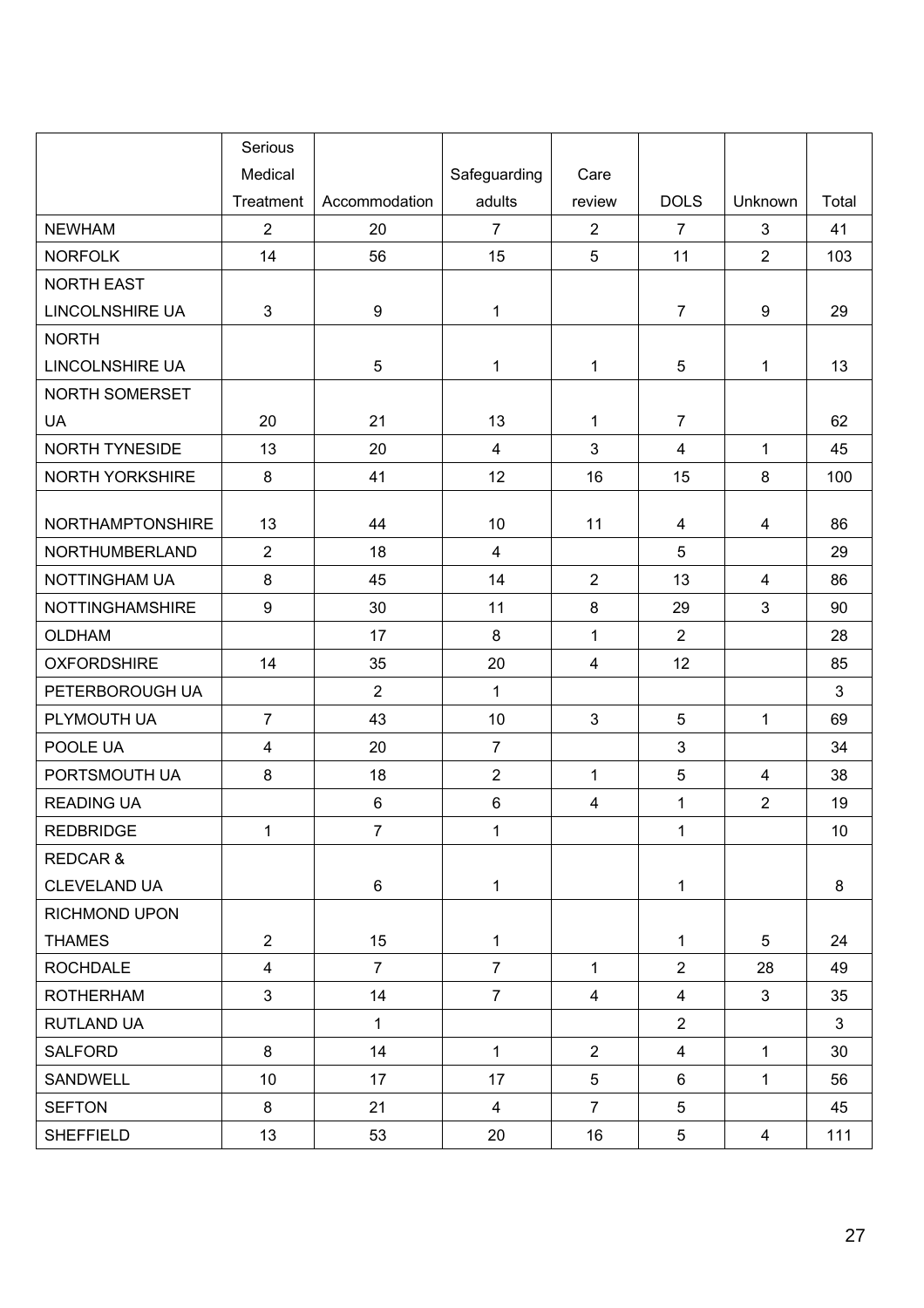| | Serious Medical Treatment | Accommodation | Safeguarding adults | Care review | DOLS | Unknown | Total |
|---|---|---|---|---|---|---|---|
| NEWHAM | 2 | 20 | 7 | 2 | 7 | 3 | 41 |
| NORFOLK | 14 | 56 | 15 | 5 | 11 | 2 | 103 |
| NORTH EAST LINCOLNSHIRE UA | 3 | 9 | 1 | | 7 | 9 | 29 |
| NORTH LINCOLNSHIRE UA | | 5 | 1 | 1 | 5 | 1 | 13 |
| NORTH SOMERSET UA | 20 | 21 | 13 | 1 | 7 | | 62 |
| NORTH TYNESIDE | 13 | 20 | 4 | 3 | 4 | 1 | 45 |
| NORTH YORKSHIRE | 8 | 41 | 12 | 16 | 15 | 8 | 100 |
| NORTHAMPTONSHIRE | 13 | 44 | 10 | 11 | 4 | 4 | 86 |
| NORTHUMBERLAND | 2 | 18 | 4 | | 5 | | 29 |
| NOTTINGHAM UA | 8 | 45 | 14 | 2 | 13 | 4 | 86 |
| NOTTINGHAMSHIRE | 9 | 30 | 11 | 8 | 29 | 3 | 90 |
| OLDHAM | | 17 | 8 | 1 | 2 | | 28 |
| OXFORDSHIRE | 14 | 35 | 20 | 4 | 12 | | 85 |
| PETERBOROUGH UA | | 2 | 1 | | | | 3 |
| PLYMOUTH UA | 7 | 43 | 10 | 3 | 5 | 1 | 69 |
| POOLE UA | 4 | 20 | 7 | | 3 | | 34 |
| PORTSMOUTH UA | 8 | 18 | 2 | 1 | 5 | 4 | 38 |
| READING UA | | 6 | 6 | 4 | 1 | 2 | 19 |
| REDBRIDGE | 1 | 7 | 1 | | 1 | | 10 |
| REDCAR & CLEVELAND UA | | 6 | 1 | | 1 | | 8 |
| RICHMOND UPON THAMES | 2 | 15 | 1 | | 1 | 5 | 24 |
| ROCHDALE | 4 | 7 | 7 | 1 | 2 | 28 | 49 |
| ROTHERHAM | 3 | 14 | 7 | 4 | 4 | 3 | 35 |
| RUTLAND UA | | 1 | | | 2 | | 3 |
| SALFORD | 8 | 14 | 1 | 2 | 4 | 1 | 30 |
| SANDWELL | 10 | 17 | 17 | 5 | 6 | 1 | 56 |
| SEFTON | 8 | 21 | 4 | 7 | 5 | | 45 |
| SHEFFIELD | 13 | 53 | 20 | 16 | 5 | 4 | 111 |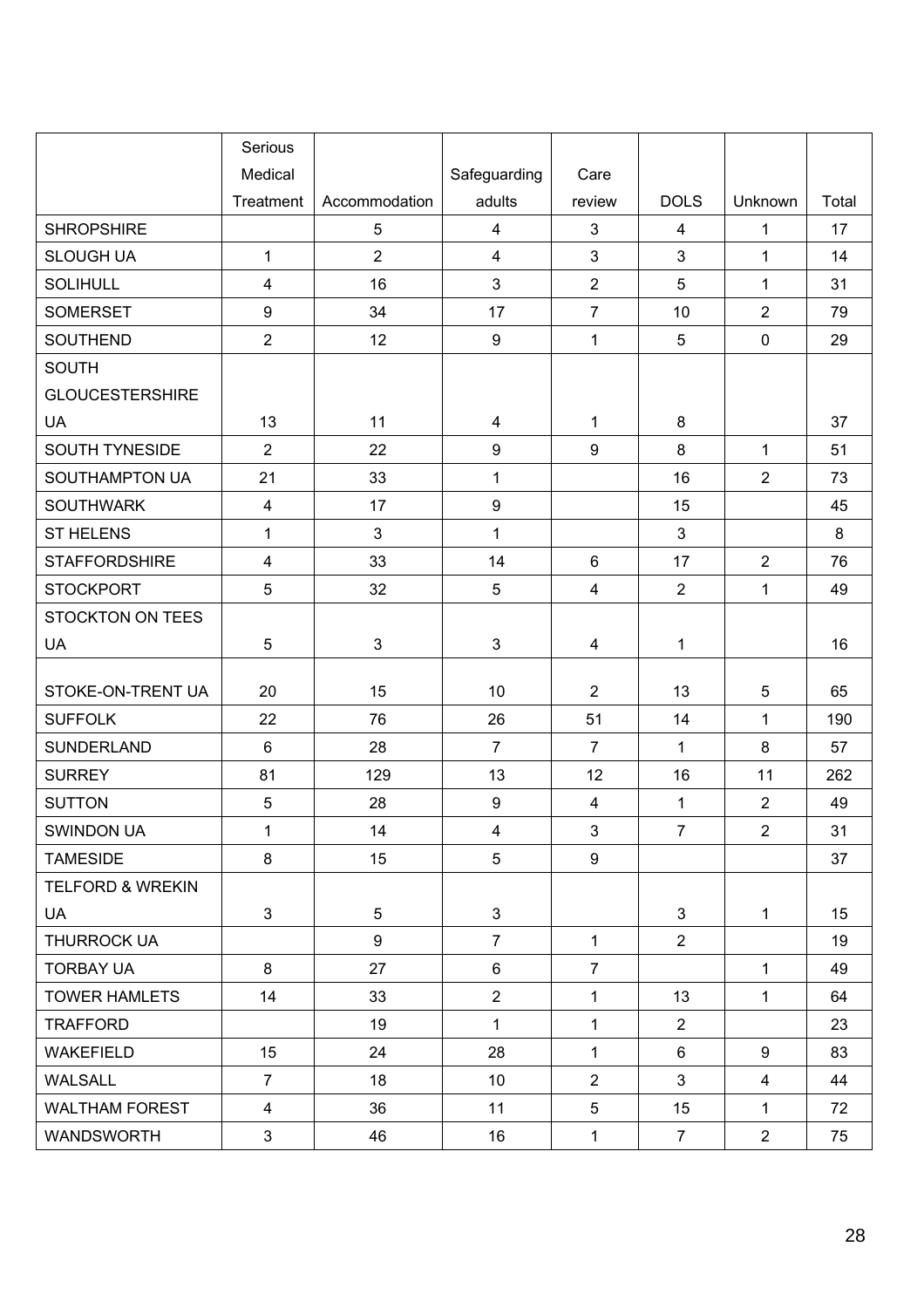| | Serious Medical Treatment | Accommodation | Safeguarding adults | Care review | DOLS | Unknown | Total |
|---|---|---|---|---|---|---|---|
| SHROPSHIRE | | 5 | 4 | 3 | 4 | 1 | 17 |
| SLOUGH UA | 1 | 2 | 4 | 3 | 3 | 1 | 14 |
| SOLIHULL | 4 | 16 | 3 | 2 | 5 | 1 | 31 |
| SOMERSET | 9 | 34 | 17 | 7 | 10 | 2 | 79 |
| SOUTHEND | 2 | 12 | 9 | 1 | 5 | 0 | 29 |
| SOUTH GLOUCESTERSHIRE UA | 13 | 11 | 4 | 1 | 8 | | 37 |
| SOUTH TYNESIDE | 2 | 22 | 9 | 9 | 8 | 1 | 51 |
| SOUTHAMPTON UA | 21 | 33 | 1 | | 16 | 2 | 73 |
| SOUTHWARK | 4 | 17 | 9 | | 15 | | 45 |
| ST HELENS | 1 | 3 | 1 | | 3 | | 8 |
| STAFFORDSHIRE | 4 | 33 | 14 | 6 | 17 | 2 | 76 |
| STOCKPORT | 5 | 32 | 5 | 4 | 2 | 1 | 49 |
| STOCKTON ON TEES UA | 5 | 3 | 3 | 4 | 1 | | 16 |
| STOKE-ON-TRENT UA | 20 | 15 | 10 | 2 | 13 | 5 | 65 |
| SUFFOLK | 22 | 76 | 26 | 51 | 14 | 1 | 190 |
| SUNDERLAND | 6 | 28 | 7 | 7 | 1 | 8 | 57 |
| SURREY | 81 | 129 | 13 | 12 | 16 | 11 | 262 |
| SUTTON | 5 | 28 | 9 | 4 | 1 | 2 | 49 |
| SWINDON UA | 1 | 14 | 4 | 3 | 7 | 2 | 31 |
| TAMESIDE | 8 | 15 | 5 | 9 | | | 37 |
| TELFORD & WREKIN UA | 3 | 5 | 3 | | 3 | 1 | 15 |
| THURROCK UA | | 9 | 7 | 1 | 2 | | 19 |
| TORBAY UA | 8 | 27 | 6 | 7 | | 1 | 49 |
| TOWER HAMLETS | 14 | 33 | 2 | 1 | 13 | 1 | 64 |
| TRAFFORD | | 19 | 1 | 1 | 2 | | 23 |
| WAKEFIELD | 15 | 24 | 28 | 1 | 6 | 9 | 83 |
| WALSALL | 7 | 18 | 10 | 2 | 3 | 4 | 44 |
| WALTHAM FOREST | 4 | 36 | 11 | 5 | 15 | 1 | 72 |
| WANDSWORTH | 3 | 46 | 16 | 1 | 7 | 2 | 75 |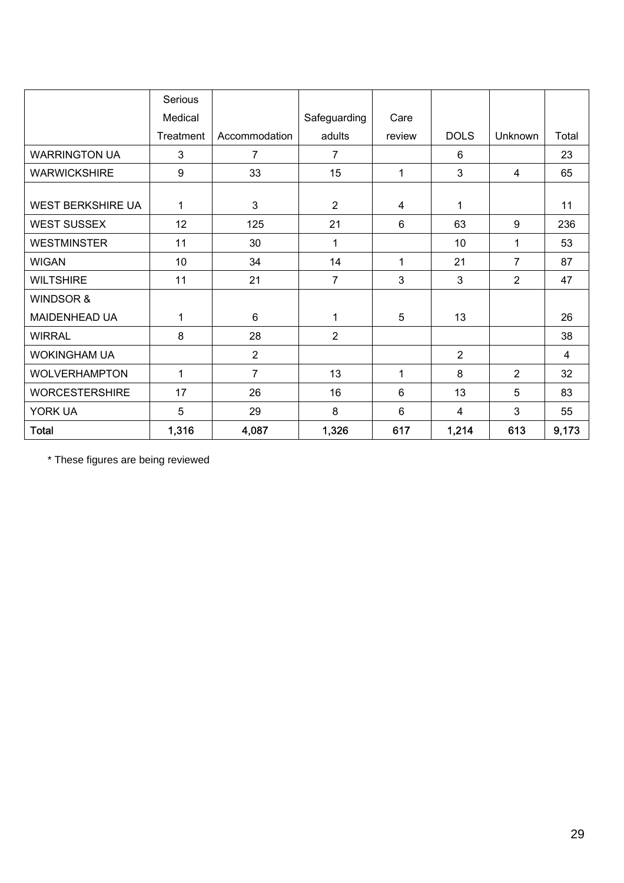| | Serious Medical Treatment | Accommodation | Safeguarding adults | Care review | DOLS | Unknown | Total |
|---|---|---|---|---|---|---|---|
| WARRINGTON UA | 3 | 7 | 7 | | 6 | | 23 |
| WARWICKSHIRE | 9 | 33 | 15 | 1 | 3 | 4 | 65 |
| WEST BERKSHIRE UA | 1 | 3 | 2 | 4 | 1 | | 11 |
| WEST SUSSEX | 12 | 125 | 21 | 6 | 63 | 9 | 236 |
| WESTMINSTER | 11 | 30 | 1 | | 10 | 1 | 53 |
| WIGAN | 10 | 34 | 14 | 1 | 21 | 7 | 87 |
| WILTSHIRE | 11 | 21 | 7 | 3 | 3 | 2 | 47 |
| WINDSOR & MAIDENHEAD UA | 1 | 6 | 1 | 5 | 13 | | 26 |
| WIRRAL | 8 | 28 | 2 | | | | 38 |
| WOKINGHAM UA | | 2 | | | 2 | | 4 |
| WOLVERHAMPTON | 1 | 7 | 13 | 1 | 8 | 2 | 32 |
| WORCESTERSHIRE | 17 | 26 | 16 | 6 | 13 | 5 | 83 |
| YORK UA | 5 | 29 | 8 | 6 | 4 | 3 | 55 |
| **Total** | **1,316** | **4,087** | **1,326** | **617** | **1,214** | **613** | **9,173** |

* These figures are being reviewed